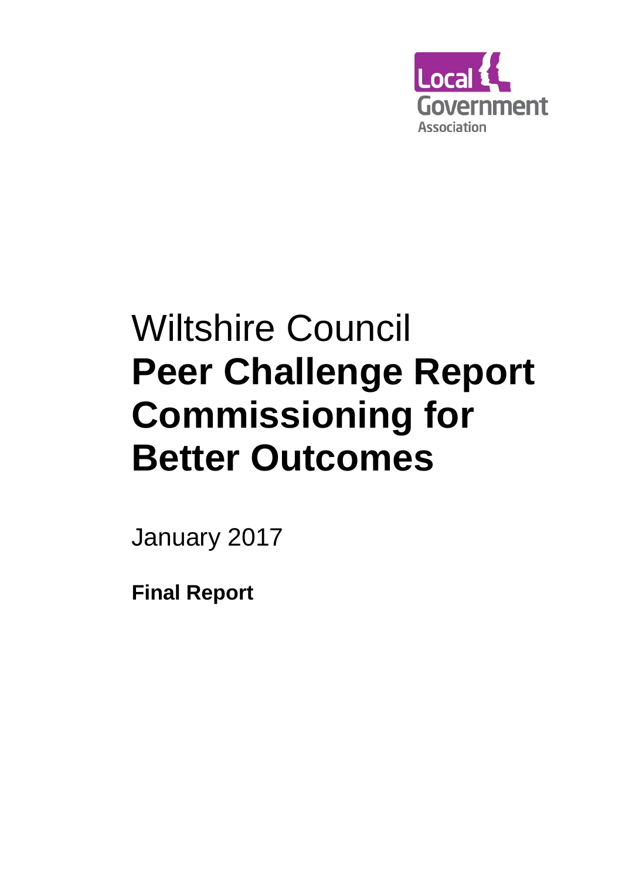Local Government Association

# Wiltshire Council
# **Peer Challenge Report Commissioning for Better Outcomes**

January 2017

**Final Report**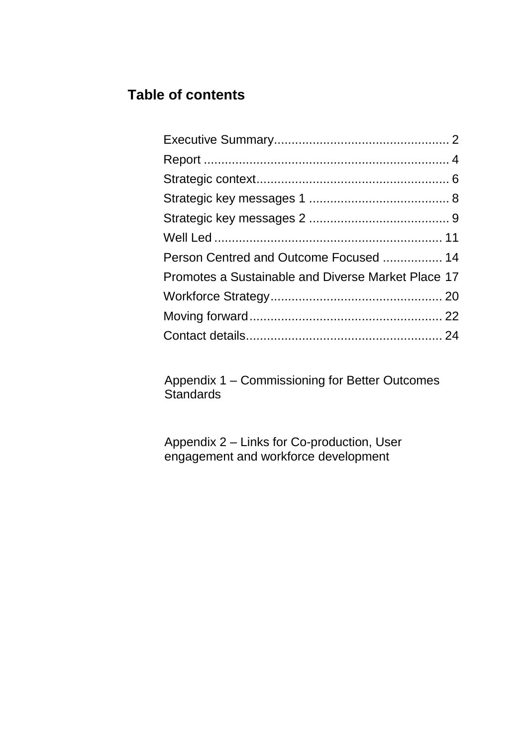## Table of contents

Executive Summary................................................. 2
Report ..................................................................... 4
Strategic context...................................................... 6
Strategic key messages 1 ........................................ 8
Strategic key messages 2 ........................................ 9
Well Led ................................................................ 11
Person Centred and Outcome Focused ................ 14
Promotes a Sustainable and Diverse Market Place 17
Workforce Strategy................................................. 20
Moving forward....................................................... 22
Contact details........................................................ 24

Appendix 1 – Commissioning for Better Outcomes Standards

Appendix 2 – Links for Co-production, User engagement and workforce development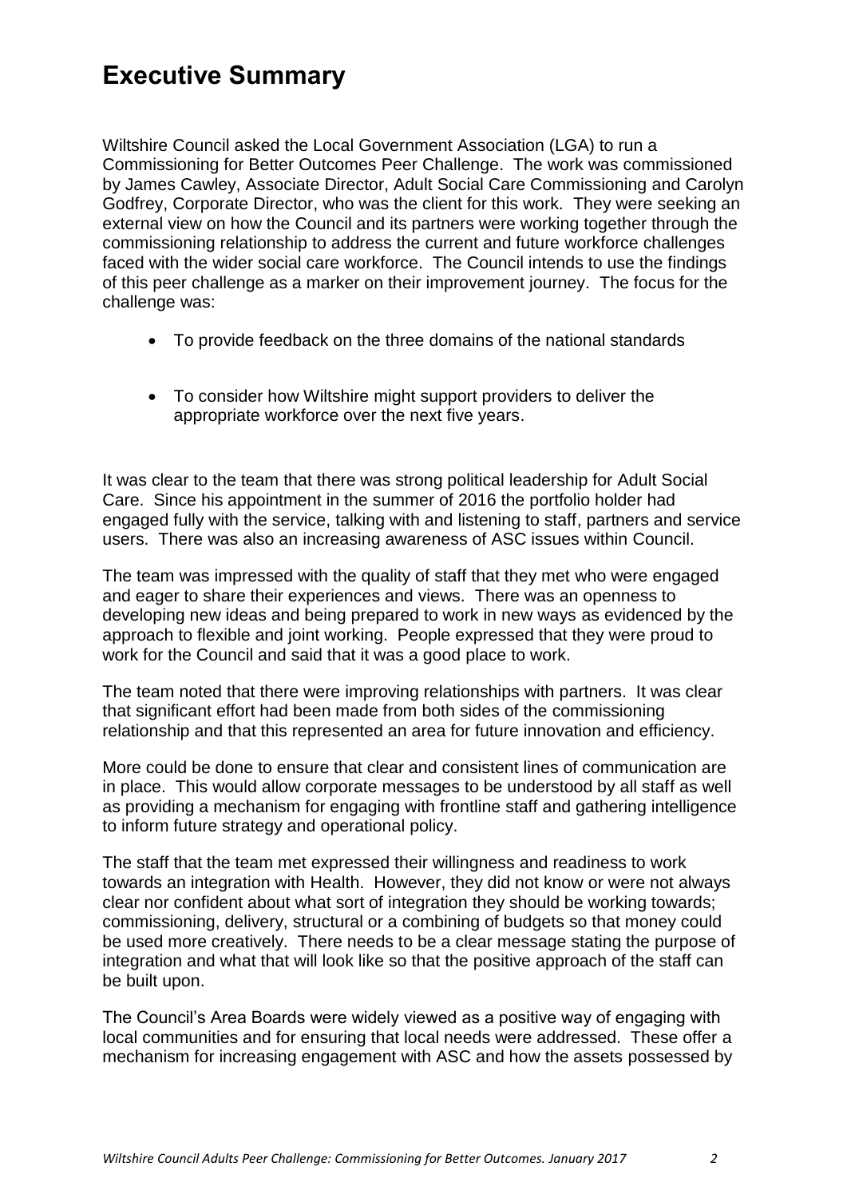# Executive Summary

Wiltshire Council asked the Local Government Association (LGA) to run a Commissioning for Better Outcomes Peer Challenge. The work was commissioned by James Cawley, Associate Director, Adult Social Care Commissioning and Carolyn Godfrey, Corporate Director, who was the client for this work. They were seeking an external view on how the Council and its partners were working together through the commissioning relationship to address the current and future workforce challenges faced with the wider social care workforce. The Council intends to use the findings of this peer challenge as a marker on their improvement journey. The focus for the challenge was:

- To provide feedback on the three domains of the national standards
- To consider how Wiltshire might support providers to deliver the appropriate workforce over the next five years.

It was clear to the team that there was strong political leadership for Adult Social Care. Since his appointment in the summer of 2016 the portfolio holder had engaged fully with the service, talking with and listening to staff, partners and service users. There was also an increasing awareness of ASC issues within Council.

The team was impressed with the quality of staff that they met who were engaged and eager to share their experiences and views. There was an openness to developing new ideas and being prepared to work in new ways as evidenced by the approach to flexible and joint working. People expressed that they were proud to work for the Council and said that it was a good place to work.

The team noted that there were improving relationships with partners. It was clear that significant effort had been made from both sides of the commissioning relationship and that this represented an area for future innovation and efficiency.

More could be done to ensure that clear and consistent lines of communication are in place. This would allow corporate messages to be understood by all staff as well as providing a mechanism for engaging with frontline staff and gathering intelligence to inform future strategy and operational policy.

The staff that the team met expressed their willingness and readiness to work towards an integration with Health. However, they did not know or were not always clear nor confident about what sort of integration they should be working towards; commissioning, delivery, structural or a combining of budgets so that money could be used more creatively. There needs to be a clear message stating the purpose of integration and what that will look like so that the positive approach of the staff can be built upon.

The Council's Area Boards were widely viewed as a positive way of engaging with local communities and for ensuring that local needs were addressed. These offer a mechanism for increasing engagement with ASC and how the assets possessed by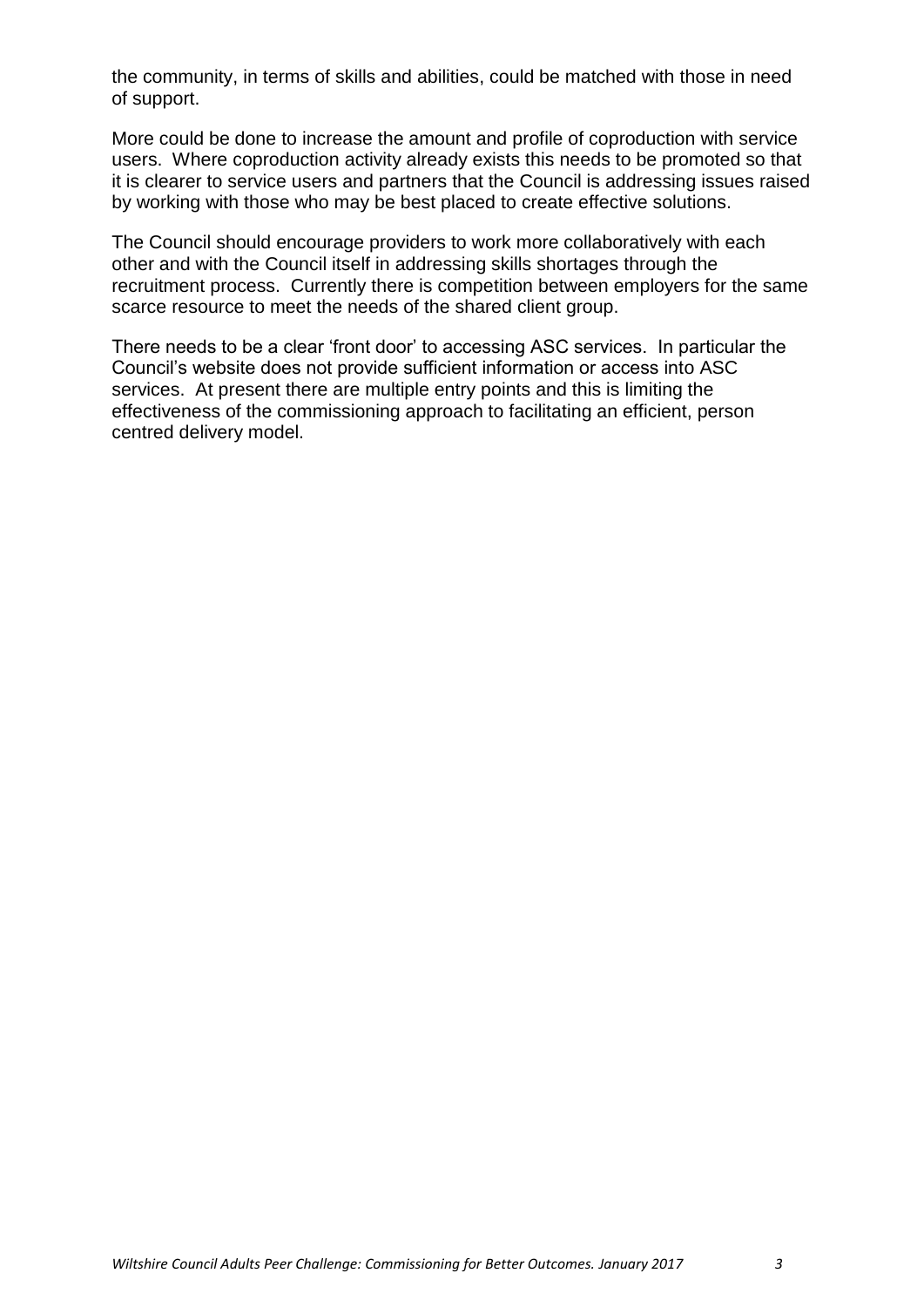the community, in terms of skills and abilities, could be matched with those in need of support.

More could be done to increase the amount and profile of coproduction with service users. Where coproduction activity already exists this needs to be promoted so that it is clearer to service users and partners that the Council is addressing issues raised by working with those who may be best placed to create effective solutions.

The Council should encourage providers to work more collaboratively with each other and with the Council itself in addressing skills shortages through the recruitment process. Currently there is competition between employers for the same scarce resource to meet the needs of the shared client group.

There needs to be a clear 'front door' to accessing ASC services. In particular the Council's website does not provide sufficient information or access into ASC services. At present there are multiple entry points and this is limiting the effectiveness of the commissioning approach to facilitating an efficient, person centred delivery model.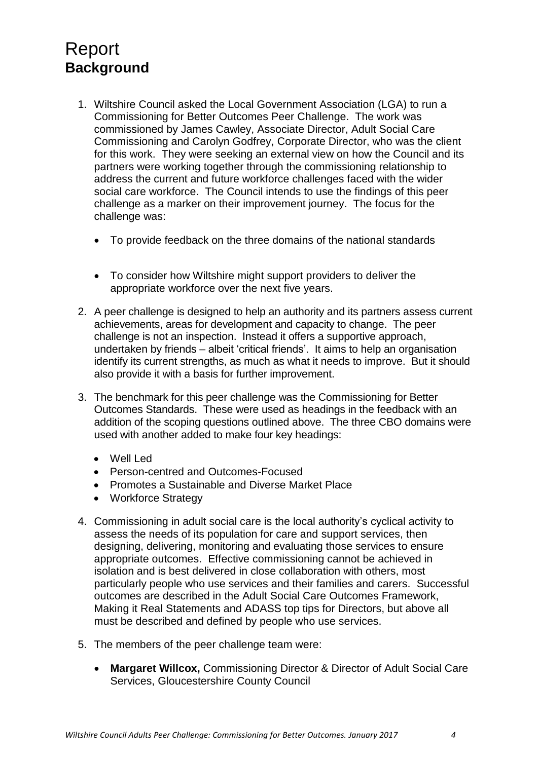# Report

## Background

1. Wiltshire Council asked the Local Government Association (LGA) to run a Commissioning for Better Outcomes Peer Challenge. The work was commissioned by James Cawley, Associate Director, Adult Social Care Commissioning and Carolyn Godfrey, Corporate Director, who was the client for this work. They were seeking an external view on how the Council and its partners were working together through the commissioning relationship to address the current and future workforce challenges faced with the wider social care workforce. The Council intends to use the findings of this peer challenge as a marker on their improvement journey. The focus for the challenge was:

   - To provide feedback on the three domains of the national standards
   - To consider how Wiltshire might support providers to deliver the appropriate workforce over the next five years.

2. A peer challenge is designed to help an authority and its partners assess current achievements, areas for development and capacity to change. The peer challenge is not an inspection. Instead it offers a supportive approach, undertaken by friends – albeit 'critical friends'. It aims to help an organisation identify its current strengths, as much as what it needs to improve. But it should also provide it with a basis for further improvement.

3. The benchmark for this peer challenge was the Commissioning for Better Outcomes Standards. These were used as headings in the feedback with an addition of the scoping questions outlined above. The three CBO domains were used with another added to make four key headings:

   - Well Led
   - Person-centred and Outcomes-Focused
   - Promotes a Sustainable and Diverse Market Place
   - Workforce Strategy

4. Commissioning in adult social care is the local authority's cyclical activity to assess the needs of its population for care and support services, then designing, delivering, monitoring and evaluating those services to ensure appropriate outcomes. Effective commissioning cannot be achieved in isolation and is best delivered in close collaboration with others, most particularly people who use services and their families and carers. Successful outcomes are described in the Adult Social Care Outcomes Framework, Making it Real Statements and ADASS top tips for Directors, but above all must be described and defined by people who use services.

5. The members of the peer challenge team were:

   - **Margaret Willcox,** Commissioning Director & Director of Adult Social Care Services, Gloucestershire County Council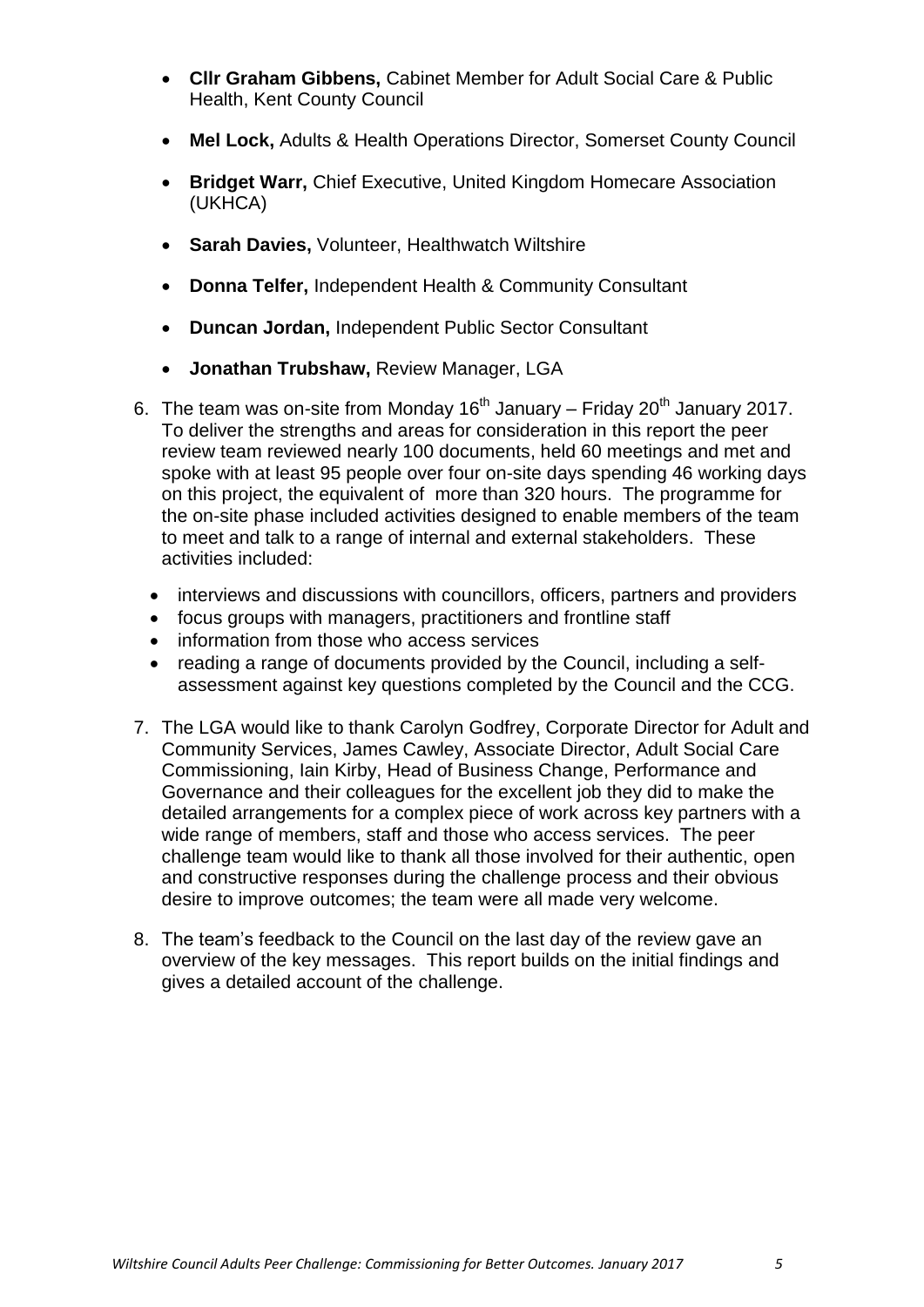- **Cllr Graham Gibbens,** Cabinet Member for Adult Social Care & Public Health, Kent County Council

- **Mel Lock,** Adults & Health Operations Director, Somerset County Council

- **Bridget Warr,** Chief Executive, United Kingdom Homecare Association (UKHCA)

- **Sarah Davies,** Volunteer, Healthwatch Wiltshire

- **Donna Telfer,** Independent Health & Community Consultant

- **Duncan Jordan,** Independent Public Sector Consultant

- **Jonathan Trubshaw,** Review Manager, LGA

6. The team was on-site from Monday 16th January – Friday 20th January 2017. To deliver the strengths and areas for consideration in this report the peer review team reviewed nearly 100 documents, held 60 meetings and met and spoke with at least 95 people over four on-site days spending 46 working days on this project, the equivalent of more than 320 hours. The programme for the on-site phase included activities designed to enable members of the team to meet and talk to a range of internal and external stakeholders. These activities included:

   - interviews and discussions with councillors, officers, partners and providers
   - focus groups with managers, practitioners and frontline staff
   - information from those who access services
   - reading a range of documents provided by the Council, including a self-assessment against key questions completed by the Council and the CCG.

7. The LGA would like to thank Carolyn Godfrey, Corporate Director for Adult and Community Services, James Cawley, Associate Director, Adult Social Care Commissioning, Iain Kirby, Head of Business Change, Performance and Governance and their colleagues for the excellent job they did to make the detailed arrangements for a complex piece of work across key partners with a wide range of members, staff and those who access services. The peer challenge team would like to thank all those involved for their authentic, open and constructive responses during the challenge process and their obvious desire to improve outcomes; the team were all made very welcome.

8. The team's feedback to the Council on the last day of the review gave an overview of the key messages. This report builds on the initial findings and gives a detailed account of the challenge.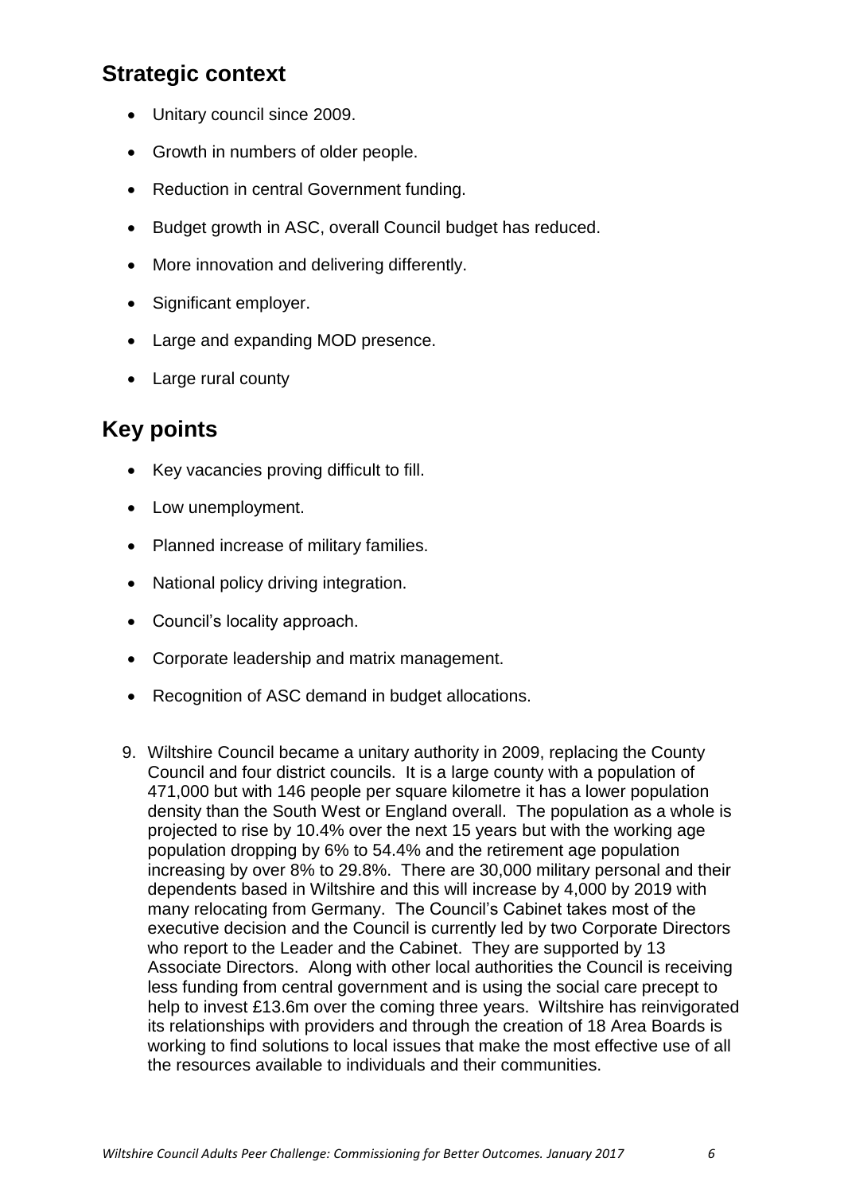## Strategic context

- Unitary council since 2009.
- Growth in numbers of older people.
- Reduction in central Government funding.
- Budget growth in ASC, overall Council budget has reduced.
- More innovation and delivering differently.
- Significant employer.
- Large and expanding MOD presence.
- Large rural county

## Key points

- Key vacancies proving difficult to fill.
- Low unemployment.
- Planned increase of military families.
- National policy driving integration.
- Council's locality approach.
- Corporate leadership and matrix management.
- Recognition of ASC demand in budget allocations.

9. Wiltshire Council became a unitary authority in 2009, replacing the County Council and four district councils. It is a large county with a population of 471,000 but with 146 people per square kilometre it has a lower population density than the South West or England overall. The population as a whole is projected to rise by 10.4% over the next 15 years but with the working age population dropping by 6% to 54.4% and the retirement age population increasing by over 8% to 29.8%. There are 30,000 military personal and their dependents based in Wiltshire and this will increase by 4,000 by 2019 with many relocating from Germany. The Council's Cabinet takes most of the executive decision and the Council is currently led by two Corporate Directors who report to the Leader and the Cabinet. They are supported by 13 Associate Directors. Along with other local authorities the Council is receiving less funding from central government and is using the social care precept to help to invest £13.6m over the coming three years. Wiltshire has reinvigorated its relationships with providers and through the creation of 18 Area Boards is working to find solutions to local issues that make the most effective use of all the resources available to individuals and their communities.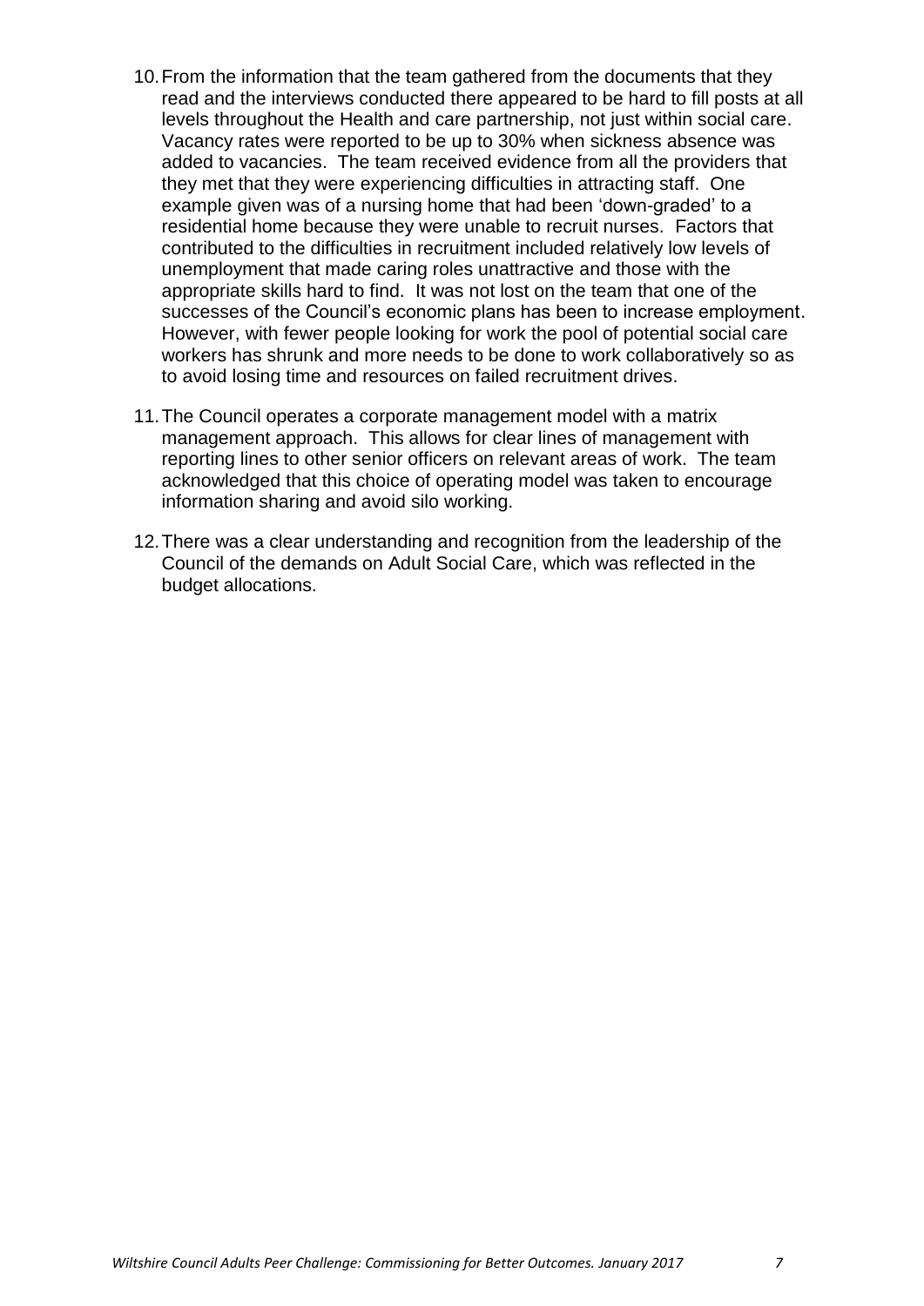10. From the information that the team gathered from the documents that they read and the interviews conducted there appeared to be hard to fill posts at all levels throughout the Health and care partnership, not just within social care. Vacancy rates were reported to be up to 30% when sickness absence was added to vacancies. The team received evidence from all the providers that they met that they were experiencing difficulties in attracting staff. One example given was of a nursing home that had been 'down-graded' to a residential home because they were unable to recruit nurses. Factors that contributed to the difficulties in recruitment included relatively low levels of unemployment that made caring roles unattractive and those with the appropriate skills hard to find. It was not lost on the team that one of the successes of the Council's economic plans has been to increase employment. However, with fewer people looking for work the pool of potential social care workers has shrunk and more needs to be done to work collaboratively so as to avoid losing time and resources on failed recruitment drives.

11. The Council operates a corporate management model with a matrix management approach. This allows for clear lines of management with reporting lines to other senior officers on relevant areas of work. The team acknowledged that this choice of operating model was taken to encourage information sharing and avoid silo working.

12. There was a clear understanding and recognition from the leadership of the Council of the demands on Adult Social Care, which was reflected in the budget allocations.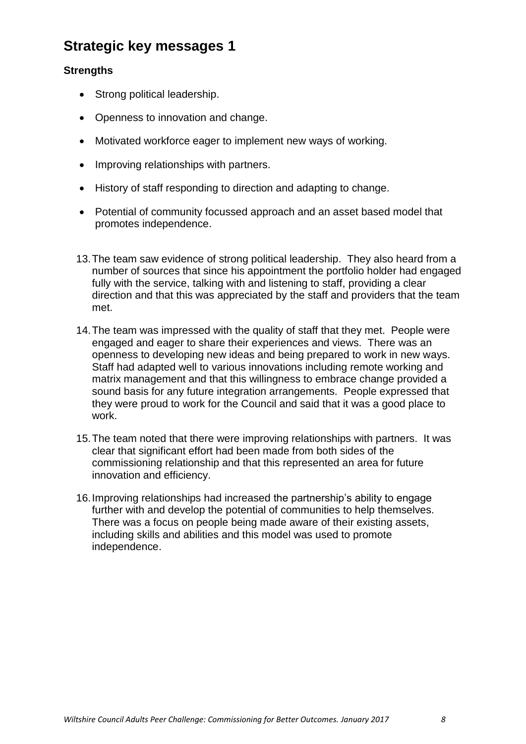## Strategic key messages 1

### Strengths

- Strong political leadership.
- Openness to innovation and change.
- Motivated workforce eager to implement new ways of working.
- Improving relationships with partners.
- History of staff responding to direction and adapting to change.
- Potential of community focussed approach and an asset based model that promotes independence.

13. The team saw evidence of strong political leadership. They also heard from a number of sources that since his appointment the portfolio holder had engaged fully with the service, talking with and listening to staff, providing a clear direction and that this was appreciated by the staff and providers that the team met.

14. The team was impressed with the quality of staff that they met. People were engaged and eager to share their experiences and views. There was an openness to developing new ideas and being prepared to work in new ways. Staff had adapted well to various innovations including remote working and matrix management and that this willingness to embrace change provided a sound basis for any future integration arrangements. People expressed that they were proud to work for the Council and said that it was a good place to work.

15. The team noted that there were improving relationships with partners. It was clear that significant effort had been made from both sides of the commissioning relationship and that this represented an area for future innovation and efficiency.

16. Improving relationships had increased the partnership's ability to engage further with and develop the potential of communities to help themselves. There was a focus on people being made aware of their existing assets, including skills and abilities and this model was used to promote independence.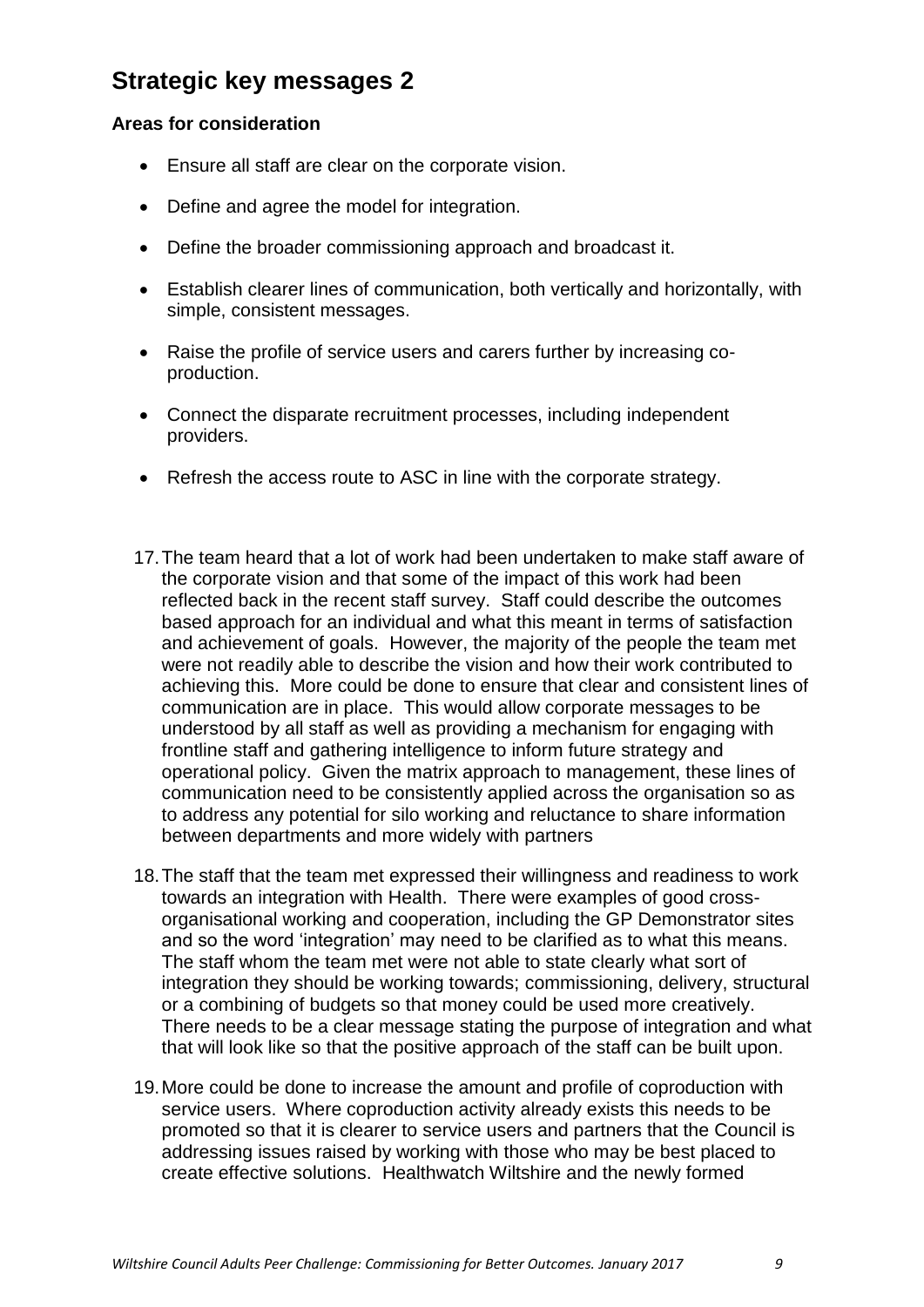# Strategic key messages 2

**Areas for consideration**

- Ensure all staff are clear on the corporate vision.
- Define and agree the model for integration.
- Define the broader commissioning approach and broadcast it.
- Establish clearer lines of communication, both vertically and horizontally, with simple, consistent messages.
- Raise the profile of service users and carers further by increasing co-production.
- Connect the disparate recruitment processes, including independent providers.
- Refresh the access route to ASC in line with the corporate strategy.

17. The team heard that a lot of work had been undertaken to make staff aware of the corporate vision and that some of the impact of this work had been reflected back in the recent staff survey. Staff could describe the outcomes based approach for an individual and what this meant in terms of satisfaction and achievement of goals. However, the majority of the people the team met were not readily able to describe the vision and how their work contributed to achieving this. More could be done to ensure that clear and consistent lines of communication are in place. This would allow corporate messages to be understood by all staff as well as providing a mechanism for engaging with frontline staff and gathering intelligence to inform future strategy and operational policy. Given the matrix approach to management, these lines of communication need to be consistently applied across the organisation so as to address any potential for silo working and reluctance to share information between departments and more widely with partners

18. The staff that the team met expressed their willingness and readiness to work towards an integration with Health. There were examples of good cross-organisational working and cooperation, including the GP Demonstrator sites and so the word 'integration' may need to be clarified as to what this means. The staff whom the team met were not able to state clearly what sort of integration they should be working towards; commissioning, delivery, structural or a combining of budgets so that money could be used more creatively. There needs to be a clear message stating the purpose of integration and what that will look like so that the positive approach of the staff can be built upon.

19. More could be done to increase the amount and profile of coproduction with service users. Where coproduction activity already exists this needs to be promoted so that it is clearer to service users and partners that the Council is addressing issues raised by working with those who may be best placed to create effective solutions. Healthwatch Wiltshire and the newly formed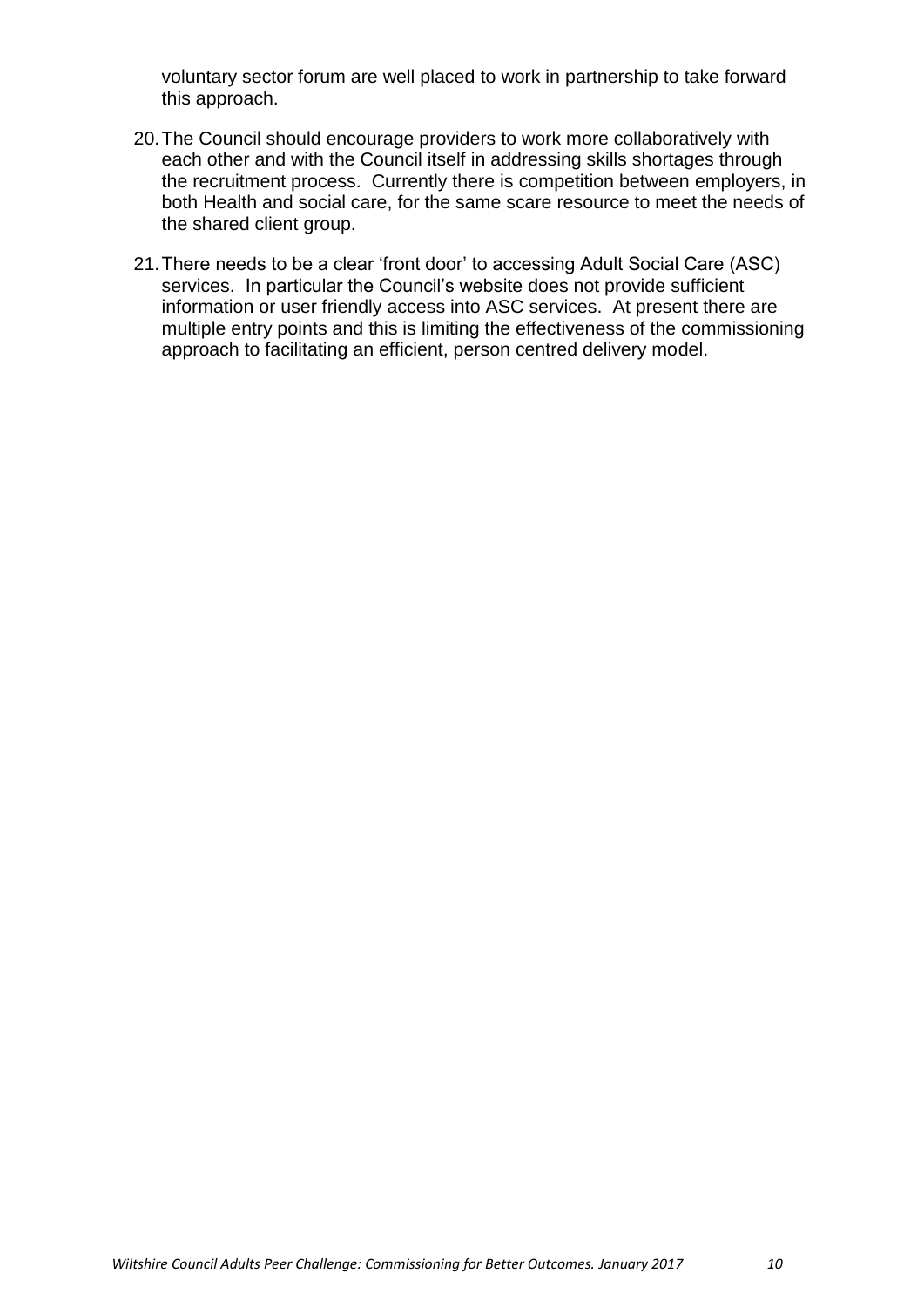voluntary sector forum are well placed to work in partnership to take forward this approach.

20. The Council should encourage providers to work more collaboratively with each other and with the Council itself in addressing skills shortages through the recruitment process. Currently there is competition between employers, in both Health and social care, for the same scare resource to meet the needs of the shared client group.

21. There needs to be a clear 'front door' to accessing Adult Social Care (ASC) services. In particular the Council's website does not provide sufficient information or user friendly access into ASC services. At present there are multiple entry points and this is limiting the effectiveness of the commissioning approach to facilitating an efficient, person centred delivery model.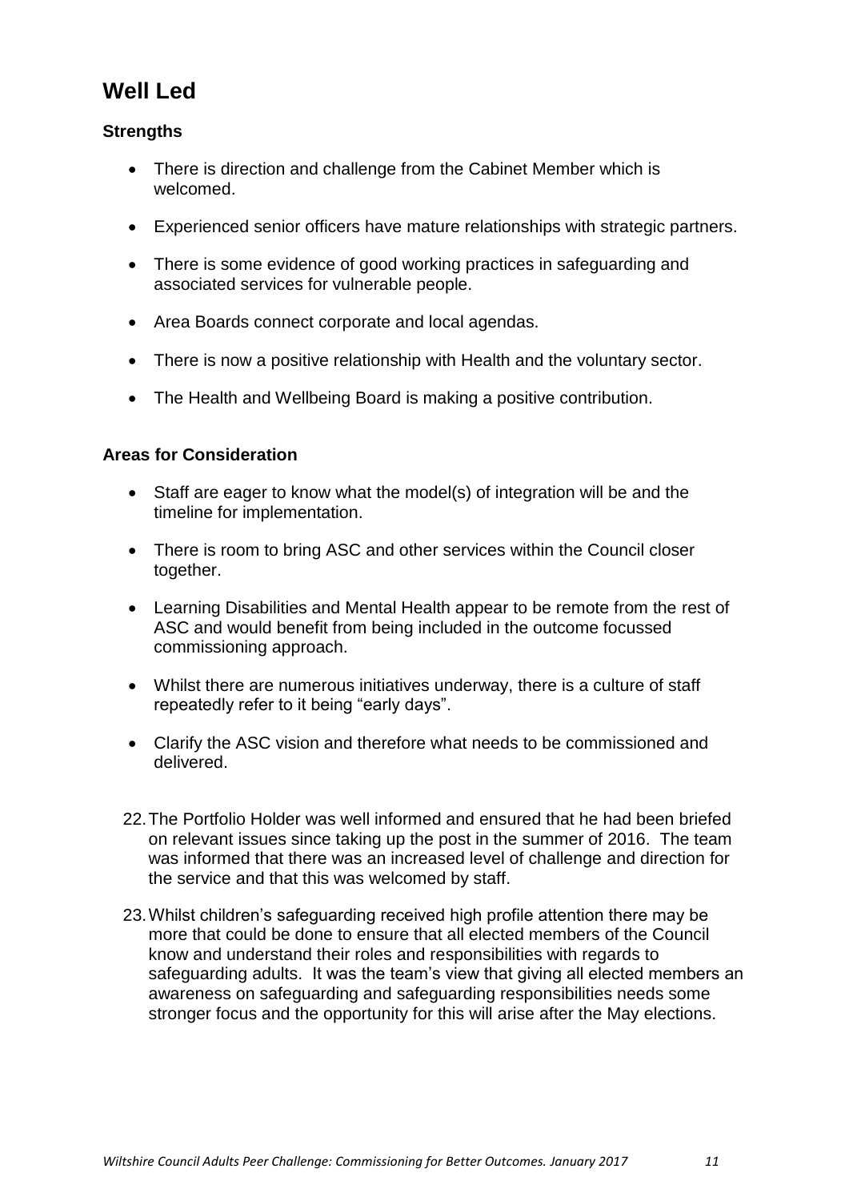## Well Led

### Strengths

- There is direction and challenge from the Cabinet Member which is welcomed.
- Experienced senior officers have mature relationships with strategic partners.
- There is some evidence of good working practices in safeguarding and associated services for vulnerable people.
- Area Boards connect corporate and local agendas.
- There is now a positive relationship with Health and the voluntary sector.
- The Health and Wellbeing Board is making a positive contribution.

### Areas for Consideration

- Staff are eager to know what the model(s) of integration will be and the timeline for implementation.
- There is room to bring ASC and other services within the Council closer together.
- Learning Disabilities and Mental Health appear to be remote from the rest of ASC and would benefit from being included in the outcome focussed commissioning approach.
- Whilst there are numerous initiatives underway, there is a culture of staff repeatedly refer to it being "early days".
- Clarify the ASC vision and therefore what needs to be commissioned and delivered.

22. The Portfolio Holder was well informed and ensured that he had been briefed on relevant issues since taking up the post in the summer of 2016. The team was informed that there was an increased level of challenge and direction for the service and that this was welcomed by staff.

23. Whilst children's safeguarding received high profile attention there may be more that could be done to ensure that all elected members of the Council know and understand their roles and responsibilities with regards to safeguarding adults. It was the team's view that giving all elected members an awareness on safeguarding and safeguarding responsibilities needs some stronger focus and the opportunity for this will arise after the May elections.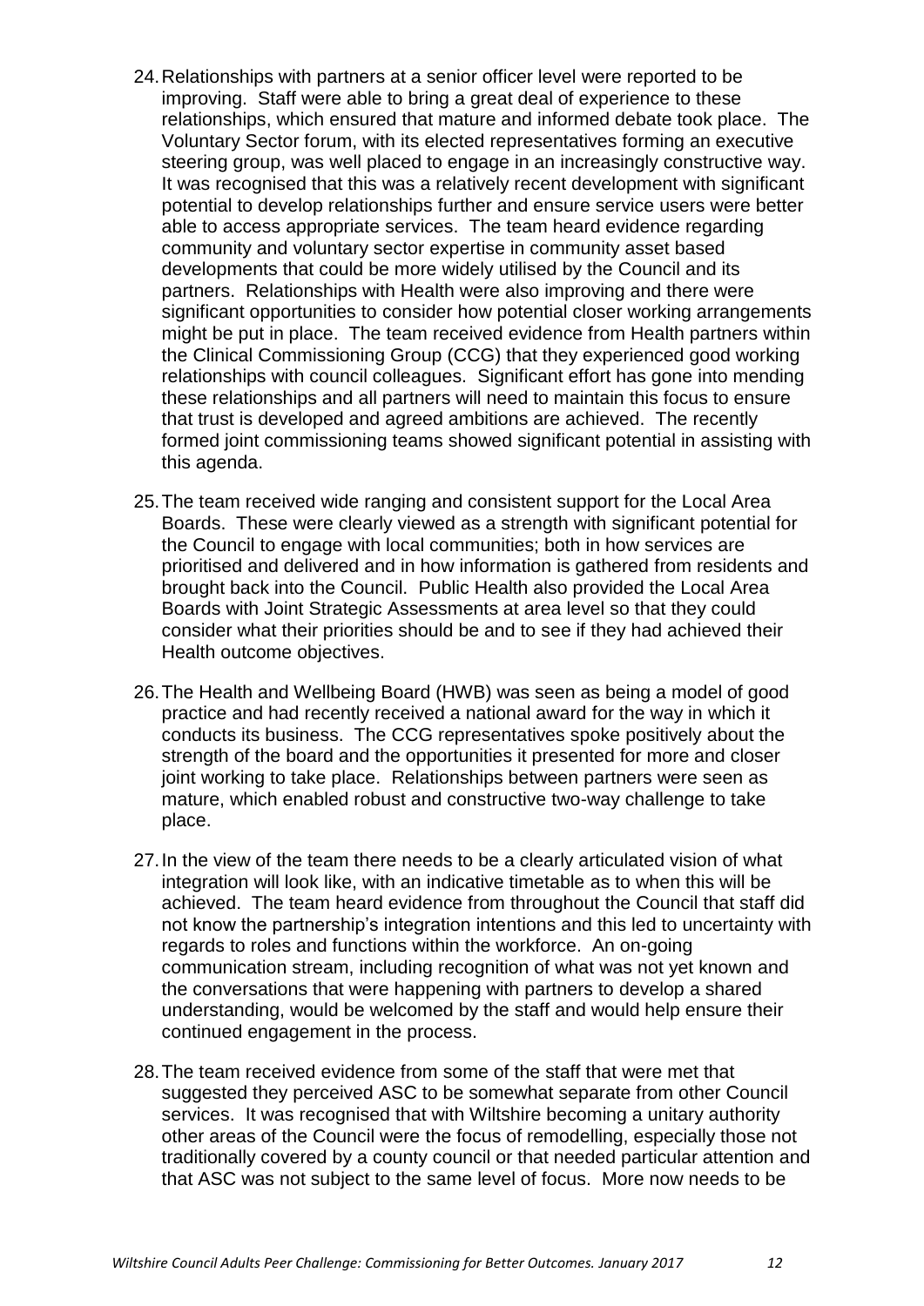24. Relationships with partners at a senior officer level were reported to be improving. Staff were able to bring a great deal of experience to these relationships, which ensured that mature and informed debate took place. The Voluntary Sector forum, with its elected representatives forming an executive steering group, was well placed to engage in an increasingly constructive way. It was recognised that this was a relatively recent development with significant potential to develop relationships further and ensure service users were better able to access appropriate services. The team heard evidence regarding community and voluntary sector expertise in community asset based developments that could be more widely utilised by the Council and its partners. Relationships with Health were also improving and there were significant opportunities to consider how potential closer working arrangements might be put in place. The team received evidence from Health partners within the Clinical Commissioning Group (CCG) that they experienced good working relationships with council colleagues. Significant effort has gone into mending these relationships and all partners will need to maintain this focus to ensure that trust is developed and agreed ambitions are achieved. The recently formed joint commissioning teams showed significant potential in assisting with this agenda.

25. The team received wide ranging and consistent support for the Local Area Boards. These were clearly viewed as a strength with significant potential for the Council to engage with local communities; both in how services are prioritised and delivered and in how information is gathered from residents and brought back into the Council. Public Health also provided the Local Area Boards with Joint Strategic Assessments at area level so that they could consider what their priorities should be and to see if they had achieved their Health outcome objectives.

26. The Health and Wellbeing Board (HWB) was seen as being a model of good practice and had recently received a national award for the way in which it conducts its business. The CCG representatives spoke positively about the strength of the board and the opportunities it presented for more and closer joint working to take place. Relationships between partners were seen as mature, which enabled robust and constructive two-way challenge to take place.

27. In the view of the team there needs to be a clearly articulated vision of what integration will look like, with an indicative timetable as to when this will be achieved. The team heard evidence from throughout the Council that staff did not know the partnership's integration intentions and this led to uncertainty with regards to roles and functions within the workforce. An on-going communication stream, including recognition of what was not yet known and the conversations that were happening with partners to develop a shared understanding, would be welcomed by the staff and would help ensure their continued engagement in the process.

28. The team received evidence from some of the staff that were met that suggested they perceived ASC to be somewhat separate from other Council services. It was recognised that with Wiltshire becoming a unitary authority other areas of the Council were the focus of remodelling, especially those not traditionally covered by a county council or that needed particular attention and that ASC was not subject to the same level of focus. More now needs to be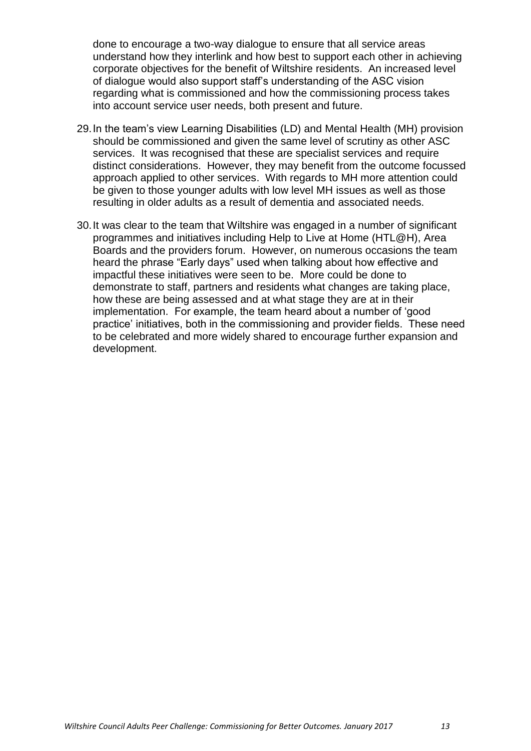done to encourage a two-way dialogue to ensure that all service areas understand how they interlink and how best to support each other in achieving corporate objectives for the benefit of Wiltshire residents. An increased level of dialogue would also support staff's understanding of the ASC vision regarding what is commissioned and how the commissioning process takes into account service user needs, both present and future.

29. In the team's view Learning Disabilities (LD) and Mental Health (MH) provision should be commissioned and given the same level of scrutiny as other ASC services. It was recognised that these are specialist services and require distinct considerations. However, they may benefit from the outcome focussed approach applied to other services. With regards to MH more attention could be given to those younger adults with low level MH issues as well as those resulting in older adults as a result of dementia and associated needs.

30. It was clear to the team that Wiltshire was engaged in a number of significant programmes and initiatives including Help to Live at Home (HTL@H), Area Boards and the providers forum. However, on numerous occasions the team heard the phrase "Early days" used when talking about how effective and impactful these initiatives were seen to be. More could be done to demonstrate to staff, partners and residents what changes are taking place, how these are being assessed and at what stage they are at in their implementation. For example, the team heard about a number of 'good practice' initiatives, both in the commissioning and provider fields. These need to be celebrated and more widely shared to encourage further expansion and development.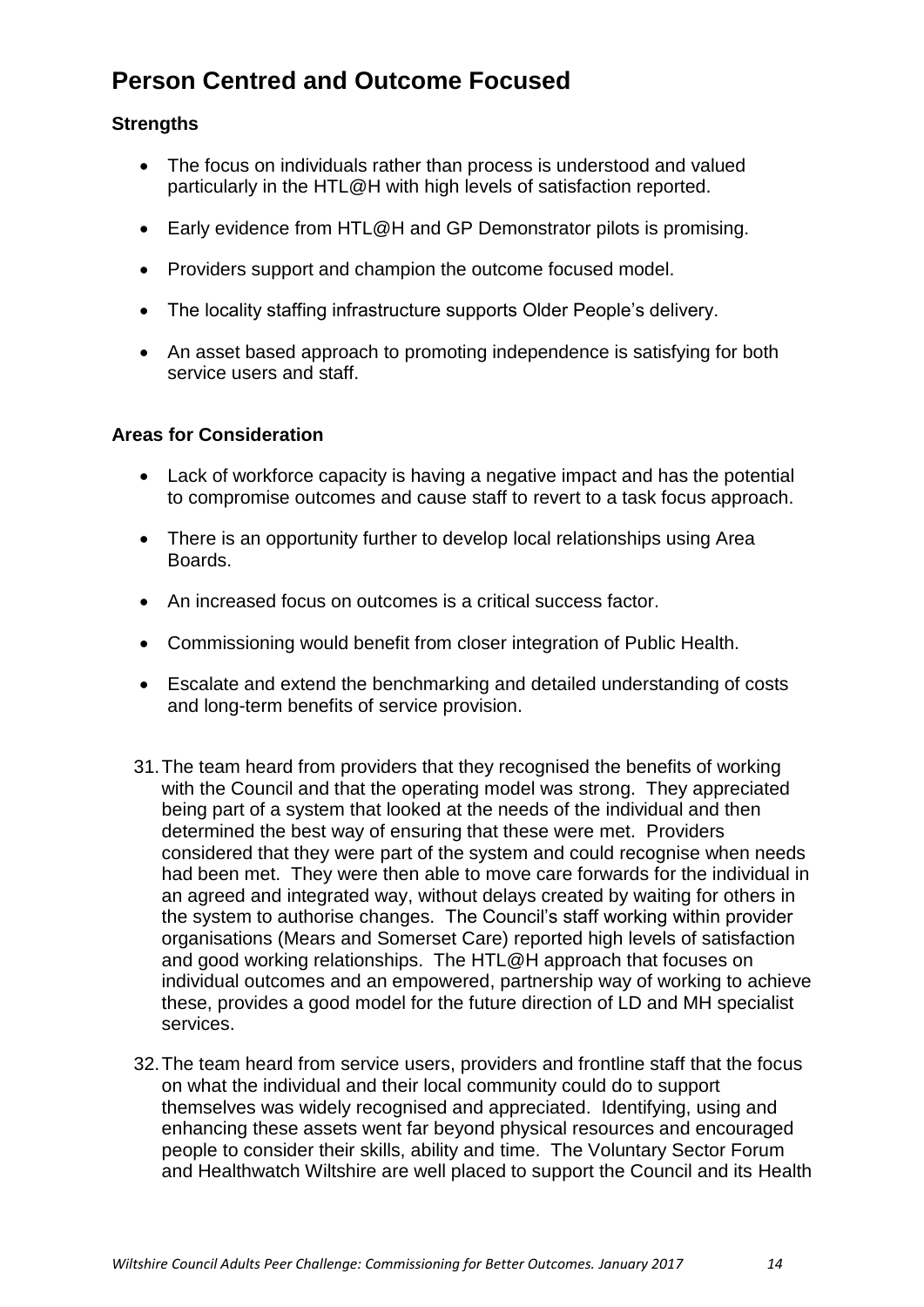## Person Centred and Outcome Focused

### Strengths

- The focus on individuals rather than process is understood and valued particularly in the HTL@H with high levels of satisfaction reported.
- Early evidence from HTL@H and GP Demonstrator pilots is promising.
- Providers support and champion the outcome focused model.
- The locality staffing infrastructure supports Older People's delivery.
- An asset based approach to promoting independence is satisfying for both service users and staff.

### Areas for Consideration

- Lack of workforce capacity is having a negative impact and has the potential to compromise outcomes and cause staff to revert to a task focus approach.
- There is an opportunity further to develop local relationships using Area Boards.
- An increased focus on outcomes is a critical success factor.
- Commissioning would benefit from closer integration of Public Health.
- Escalate and extend the benchmarking and detailed understanding of costs and long-term benefits of service provision.

31. The team heard from providers that they recognised the benefits of working with the Council and that the operating model was strong. They appreciated being part of a system that looked at the needs of the individual and then determined the best way of ensuring that these were met. Providers considered that they were part of the system and could recognise when needs had been met. They were then able to move care forwards for the individual in an agreed and integrated way, without delays created by waiting for others in the system to authorise changes. The Council's staff working within provider organisations (Mears and Somerset Care) reported high levels of satisfaction and good working relationships. The HTL@H approach that focuses on individual outcomes and an empowered, partnership way of working to achieve these, provides a good model for the future direction of LD and MH specialist services.

32. The team heard from service users, providers and frontline staff that the focus on what the individual and their local community could do to support themselves was widely recognised and appreciated. Identifying, using and enhancing these assets went far beyond physical resources and encouraged people to consider their skills, ability and time. The Voluntary Sector Forum and Healthwatch Wiltshire are well placed to support the Council and its Health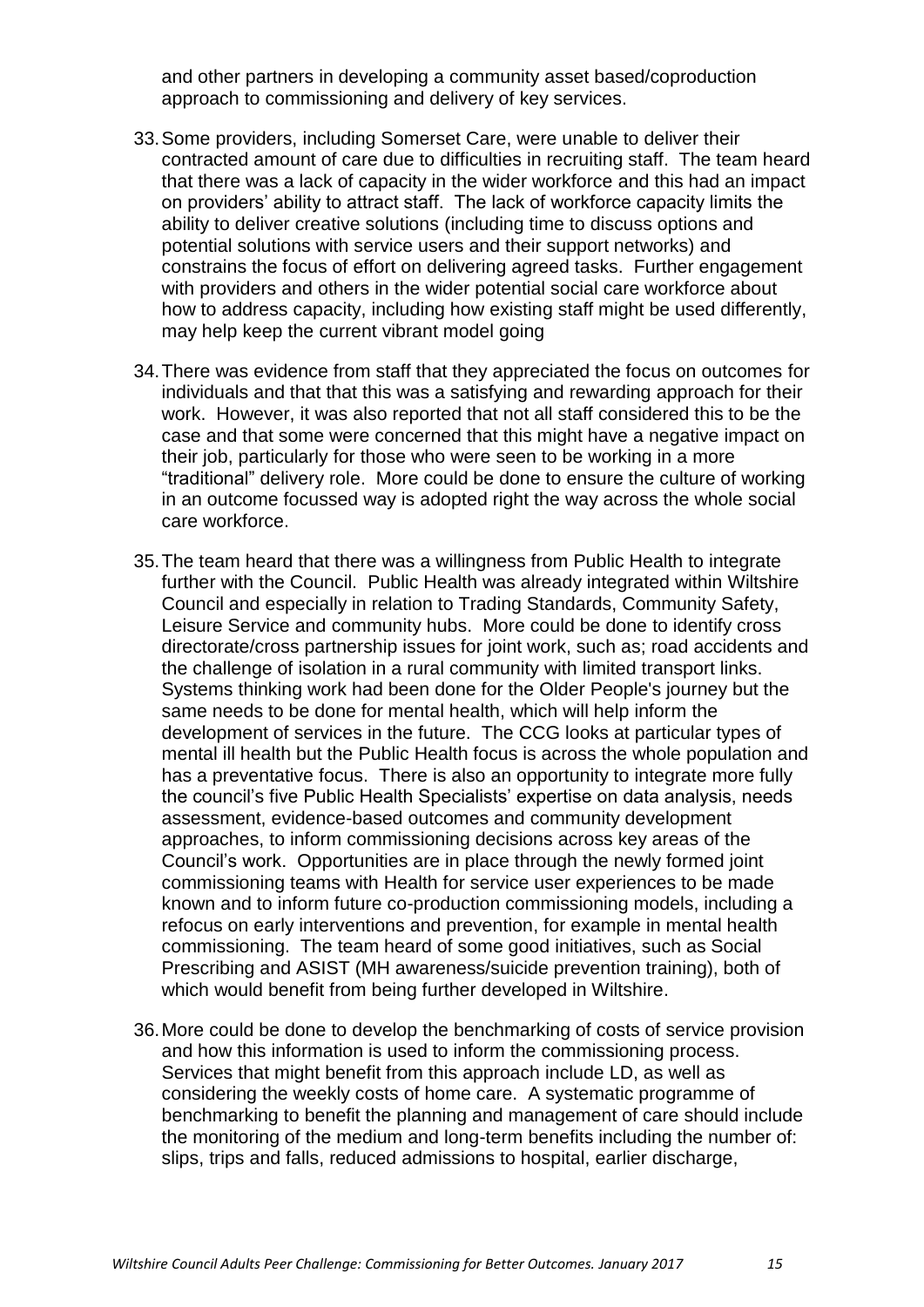and other partners in developing a community asset based/coproduction approach to commissioning and delivery of key services.

33. Some providers, including Somerset Care, were unable to deliver their contracted amount of care due to difficulties in recruiting staff. The team heard that there was a lack of capacity in the wider workforce and this had an impact on providers' ability to attract staff. The lack of workforce capacity limits the ability to deliver creative solutions (including time to discuss options and potential solutions with service users and their support networks) and constrains the focus of effort on delivering agreed tasks. Further engagement with providers and others in the wider potential social care workforce about how to address capacity, including how existing staff might be used differently, may help keep the current vibrant model going

34. There was evidence from staff that they appreciated the focus on outcomes for individuals and that that this was a satisfying and rewarding approach for their work. However, it was also reported that not all staff considered this to be the case and that some were concerned that this might have a negative impact on their job, particularly for those who were seen to be working in a more "traditional" delivery role. More could be done to ensure the culture of working in an outcome focussed way is adopted right the way across the whole social care workforce.

35. The team heard that there was a willingness from Public Health to integrate further with the Council. Public Health was already integrated within Wiltshire Council and especially in relation to Trading Standards, Community Safety, Leisure Service and community hubs. More could be done to identify cross directorate/cross partnership issues for joint work, such as; road accidents and the challenge of isolation in a rural community with limited transport links. Systems thinking work had been done for the Older People's journey but the same needs to be done for mental health, which will help inform the development of services in the future. The CCG looks at particular types of mental ill health but the Public Health focus is across the whole population and has a preventative focus. There is also an opportunity to integrate more fully the council's five Public Health Specialists' expertise on data analysis, needs assessment, evidence-based outcomes and community development approaches, to inform commissioning decisions across key areas of the Council's work. Opportunities are in place through the newly formed joint commissioning teams with Health for service user experiences to be made known and to inform future co-production commissioning models, including a refocus on early interventions and prevention, for example in mental health commissioning. The team heard of some good initiatives, such as Social Prescribing and ASIST (MH awareness/suicide prevention training), both of which would benefit from being further developed in Wiltshire.

36. More could be done to develop the benchmarking of costs of service provision and how this information is used to inform the commissioning process. Services that might benefit from this approach include LD, as well as considering the weekly costs of home care. A systematic programme of benchmarking to benefit the planning and management of care should include the monitoring of the medium and long-term benefits including the number of: slips, trips and falls, reduced admissions to hospital, earlier discharge,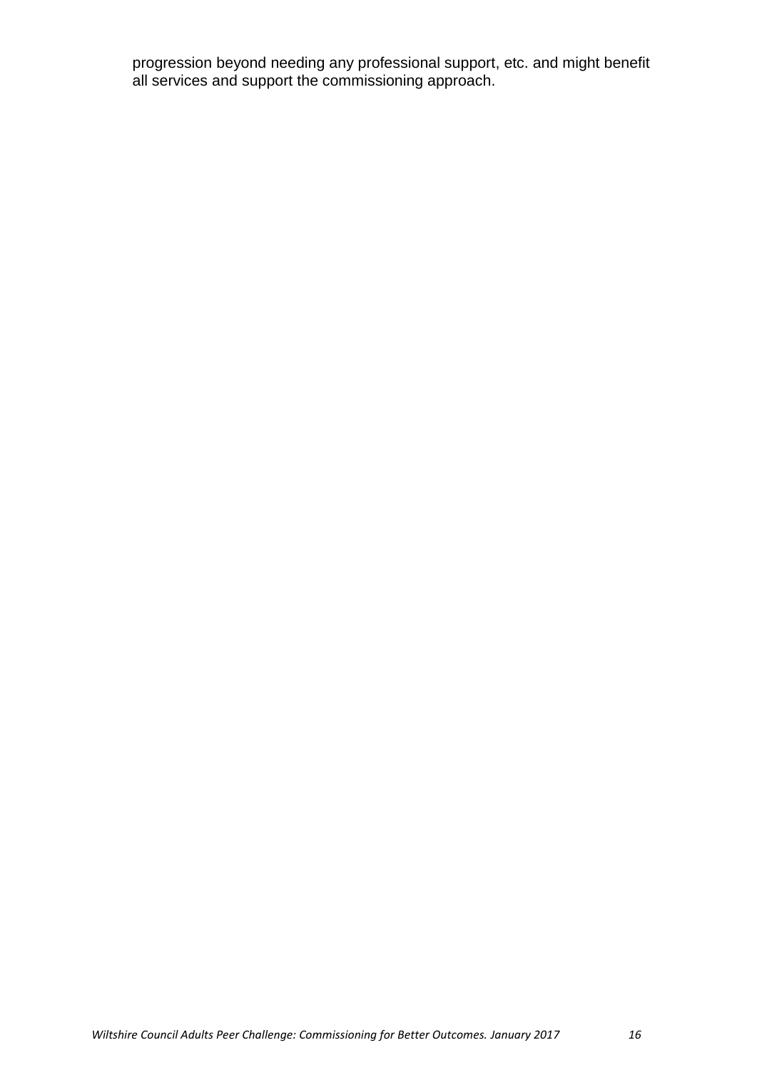progression beyond needing any professional support, etc. and might benefit all services and support the commissioning approach.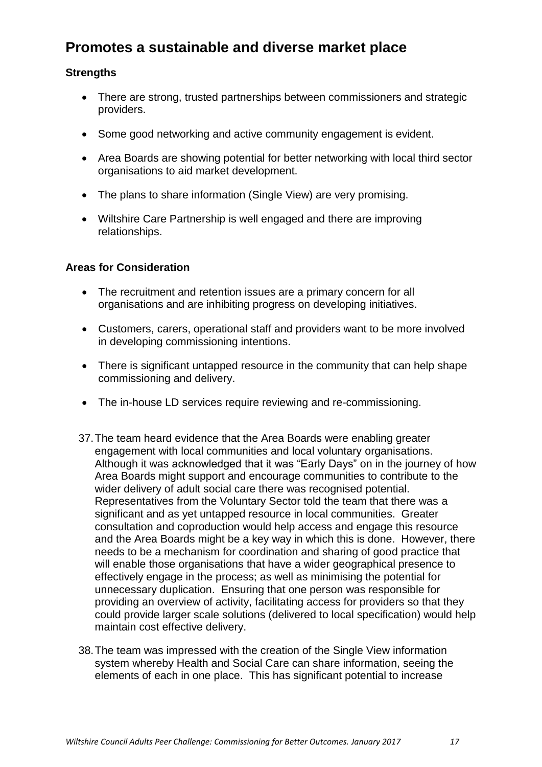## Promotes a sustainable and diverse market place

**Strengths**

- There are strong, trusted partnerships between commissioners and strategic providers.
- Some good networking and active community engagement is evident.
- Area Boards are showing potential for better networking with local third sector organisations to aid market development.
- The plans to share information (Single View) are very promising.
- Wiltshire Care Partnership is well engaged and there are improving relationships.

**Areas for Consideration**

- The recruitment and retention issues are a primary concern for all organisations and are inhibiting progress on developing initiatives.
- Customers, carers, operational staff and providers want to be more involved in developing commissioning intentions.
- There is significant untapped resource in the community that can help shape commissioning and delivery.
- The in-house LD services require reviewing and re-commissioning.

37. The team heard evidence that the Area Boards were enabling greater engagement with local communities and local voluntary organisations. Although it was acknowledged that it was "Early Days" on in the journey of how Area Boards might support and encourage communities to contribute to the wider delivery of adult social care there was recognised potential. Representatives from the Voluntary Sector told the team that there was a significant and as yet untapped resource in local communities. Greater consultation and coproduction would help access and engage this resource and the Area Boards might be a key way in which this is done. However, there needs to be a mechanism for coordination and sharing of good practice that will enable those organisations that have a wider geographical presence to effectively engage in the process; as well as minimising the potential for unnecessary duplication. Ensuring that one person was responsible for providing an overview of activity, facilitating access for providers so that they could provide larger scale solutions (delivered to local specification) would help maintain cost effective delivery.

38. The team was impressed with the creation of the Single View information system whereby Health and Social Care can share information, seeing the elements of each in one place. This has significant potential to increase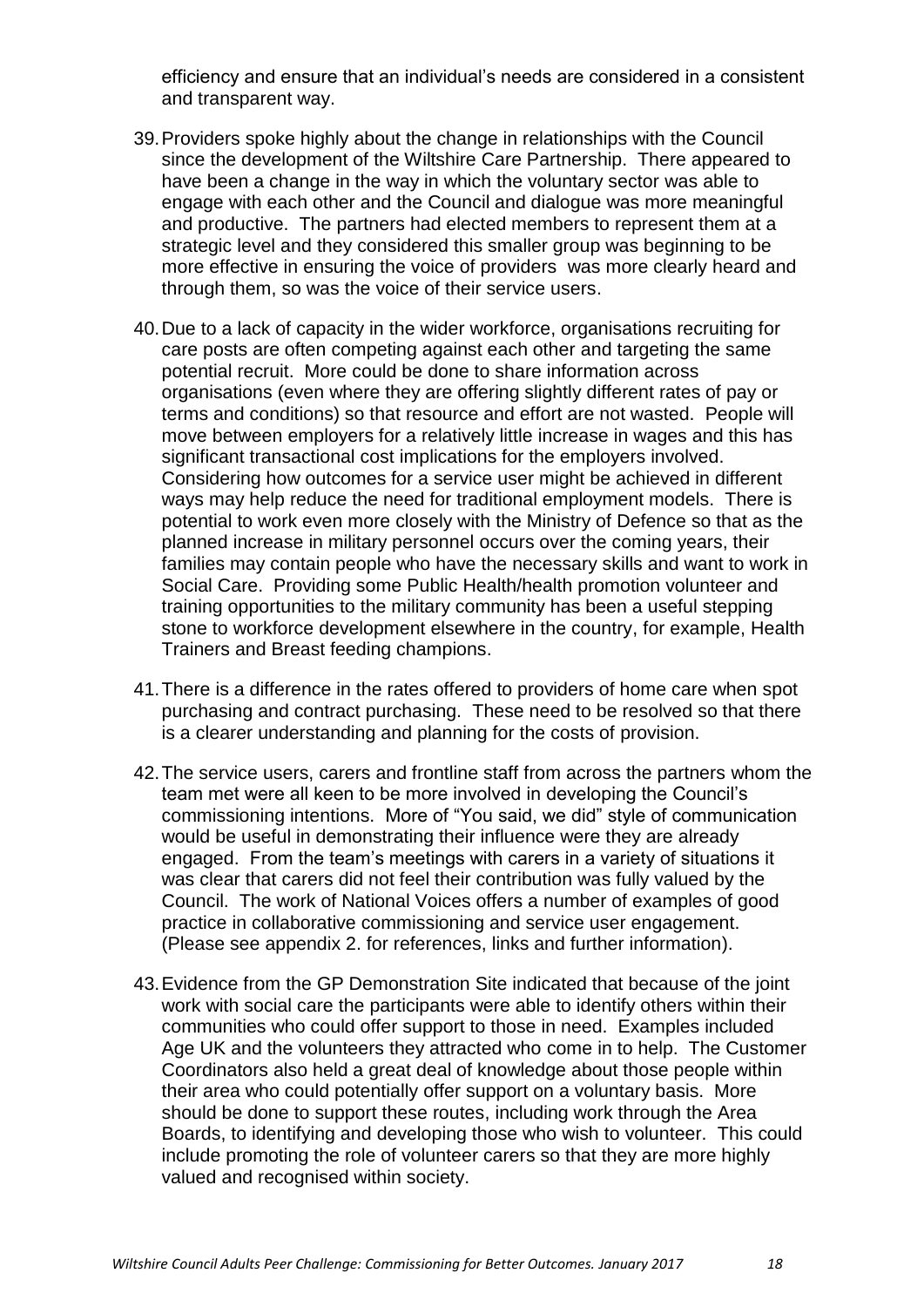efficiency and ensure that an individual's needs are considered in a consistent and transparent way.

39. Providers spoke highly about the change in relationships with the Council since the development of the Wiltshire Care Partnership. There appeared to have been a change in the way in which the voluntary sector was able to engage with each other and the Council and dialogue was more meaningful and productive. The partners had elected members to represent them at a strategic level and they considered this smaller group was beginning to be more effective in ensuring the voice of providers was more clearly heard and through them, so was the voice of their service users.

40. Due to a lack of capacity in the wider workforce, organisations recruiting for care posts are often competing against each other and targeting the same potential recruit. More could be done to share information across organisations (even where they are offering slightly different rates of pay or terms and conditions) so that resource and effort are not wasted. People will move between employers for a relatively little increase in wages and this has significant transactional cost implications for the employers involved. Considering how outcomes for a service user might be achieved in different ways may help reduce the need for traditional employment models. There is potential to work even more closely with the Ministry of Defence so that as the planned increase in military personnel occurs over the coming years, their families may contain people who have the necessary skills and want to work in Social Care. Providing some Public Health/health promotion volunteer and training opportunities to the military community has been a useful stepping stone to workforce development elsewhere in the country, for example, Health Trainers and Breast feeding champions.

41. There is a difference in the rates offered to providers of home care when spot purchasing and contract purchasing. These need to be resolved so that there is a clearer understanding and planning for the costs of provision.

42. The service users, carers and frontline staff from across the partners whom the team met were all keen to be more involved in developing the Council's commissioning intentions. More of "You said, we did" style of communication would be useful in demonstrating their influence were they are already engaged. From the team's meetings with carers in a variety of situations it was clear that carers did not feel their contribution was fully valued by the Council. The work of National Voices offers a number of examples of good practice in collaborative commissioning and service user engagement. (Please see appendix 2. for references, links and further information).

43. Evidence from the GP Demonstration Site indicated that because of the joint work with social care the participants were able to identify others within their communities who could offer support to those in need. Examples included Age UK and the volunteers they attracted who come in to help. The Customer Coordinators also held a great deal of knowledge about those people within their area who could potentially offer support on a voluntary basis. More should be done to support these routes, including work through the Area Boards, to identifying and developing those who wish to volunteer. This could include promoting the role of volunteer carers so that they are more highly valued and recognised within society.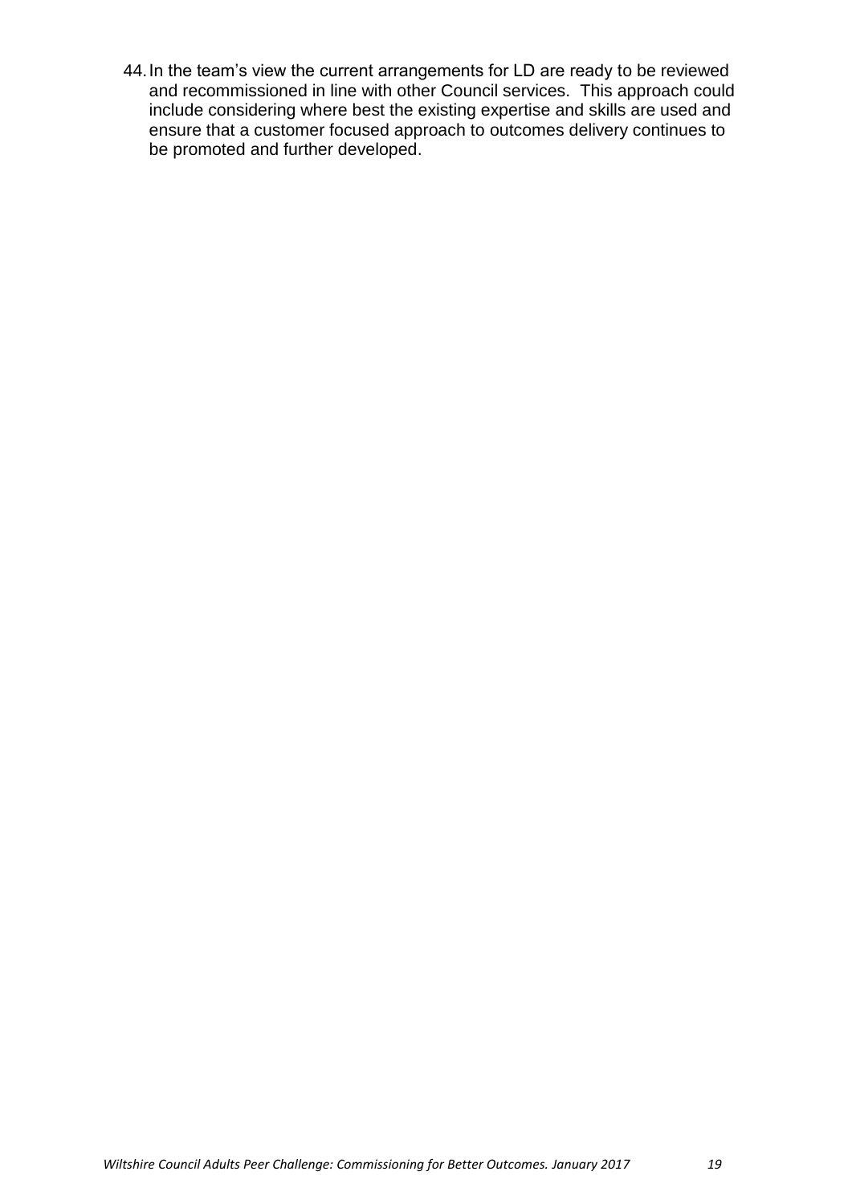44. In the team's view the current arrangements for LD are ready to be reviewed and recommissioned in line with other Council services. This approach could include considering where best the existing expertise and skills are used and ensure that a customer focused approach to outcomes delivery continues to be promoted and further developed.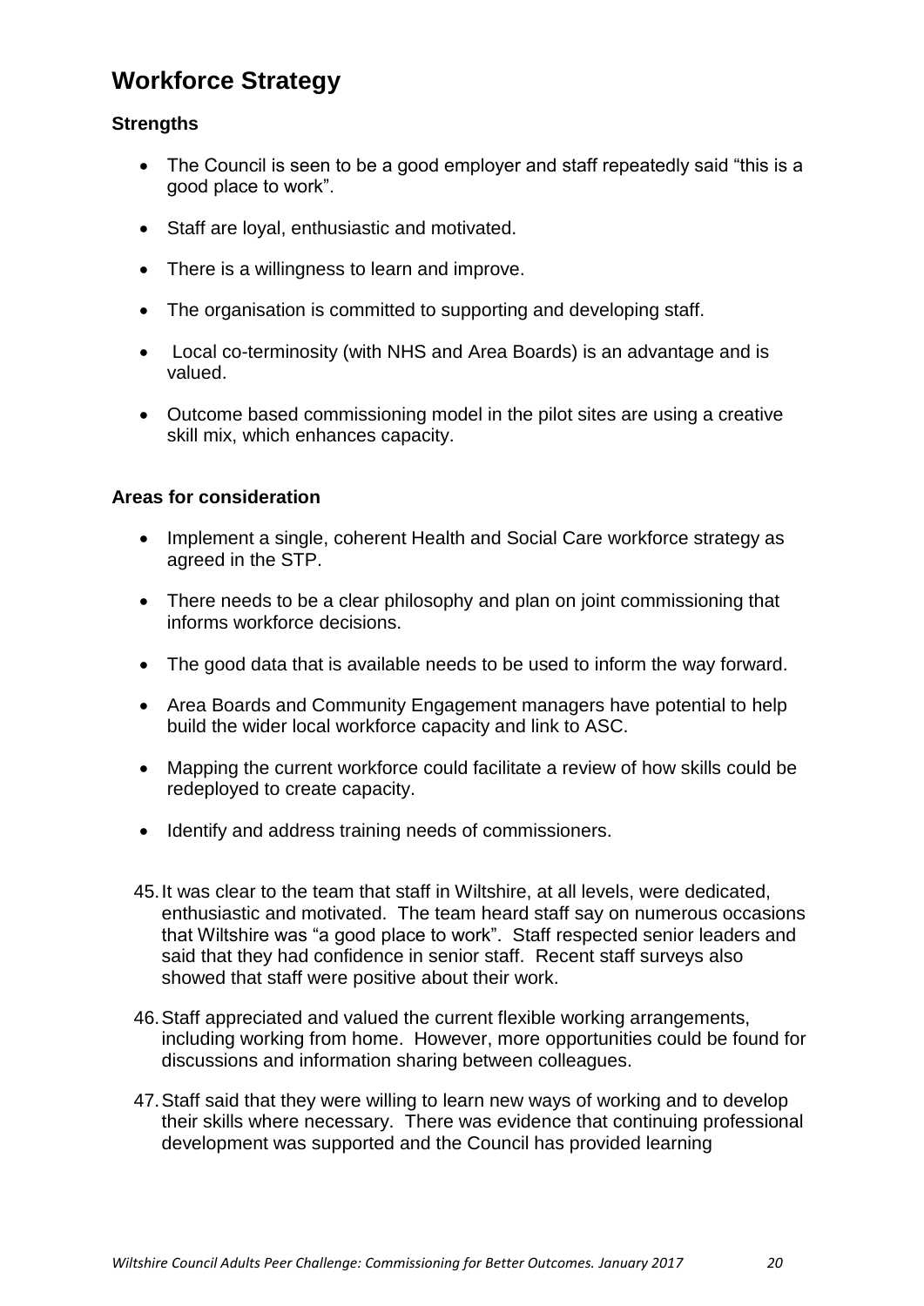## Workforce Strategy

### Strengths

- The Council is seen to be a good employer and staff repeatedly said "this is a good place to work".
- Staff are loyal, enthusiastic and motivated.
- There is a willingness to learn and improve.
- The organisation is committed to supporting and developing staff.
- Local co-terminosity (with NHS and Area Boards) is an advantage and is valued.
- Outcome based commissioning model in the pilot sites are using a creative skill mix, which enhances capacity.

### Areas for consideration

- Implement a single, coherent Health and Social Care workforce strategy as agreed in the STP.
- There needs to be a clear philosophy and plan on joint commissioning that informs workforce decisions.
- The good data that is available needs to be used to inform the way forward.
- Area Boards and Community Engagement managers have potential to help build the wider local workforce capacity and link to ASC.
- Mapping the current workforce could facilitate a review of how skills could be redeployed to create capacity.
- Identify and address training needs of commissioners.

45. It was clear to the team that staff in Wiltshire, at all levels, were dedicated, enthusiastic and motivated. The team heard staff say on numerous occasions that Wiltshire was "a good place to work". Staff respected senior leaders and said that they had confidence in senior staff. Recent staff surveys also showed that staff were positive about their work.

46. Staff appreciated and valued the current flexible working arrangements, including working from home. However, more opportunities could be found for discussions and information sharing between colleagues.

47. Staff said that they were willing to learn new ways of working and to develop their skills where necessary. There was evidence that continuing professional development was supported and the Council has provided learning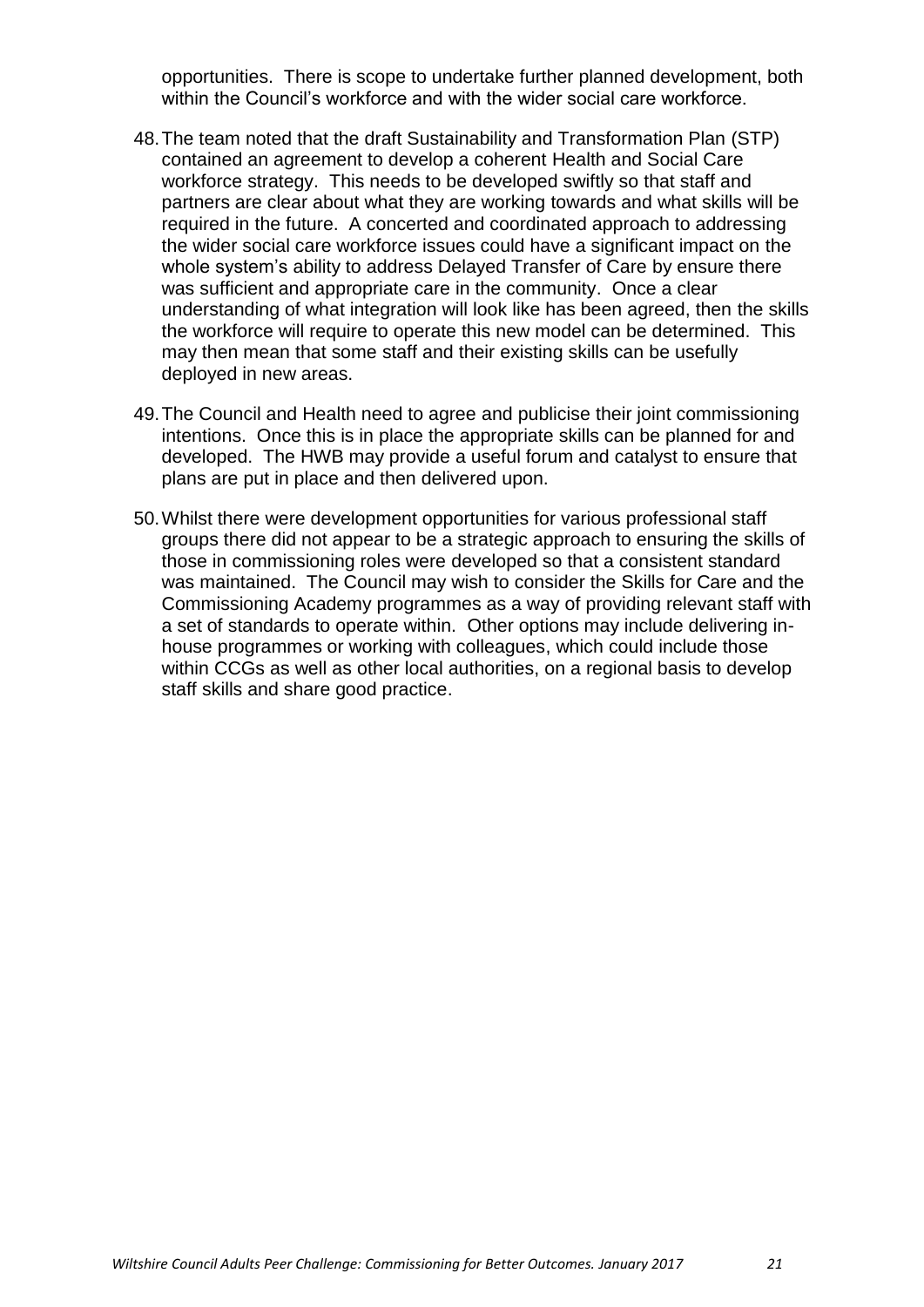opportunities. There is scope to undertake further planned development, both within the Council's workforce and with the wider social care workforce.

48. The team noted that the draft Sustainability and Transformation Plan (STP) contained an agreement to develop a coherent Health and Social Care workforce strategy. This needs to be developed swiftly so that staff and partners are clear about what they are working towards and what skills will be required in the future. A concerted and coordinated approach to addressing the wider social care workforce issues could have a significant impact on the whole system's ability to address Delayed Transfer of Care by ensure there was sufficient and appropriate care in the community. Once a clear understanding of what integration will look like has been agreed, then the skills the workforce will require to operate this new model can be determined. This may then mean that some staff and their existing skills can be usefully deployed in new areas.

49. The Council and Health need to agree and publicise their joint commissioning intentions. Once this is in place the appropriate skills can be planned for and developed. The HWB may provide a useful forum and catalyst to ensure that plans are put in place and then delivered upon.

50. Whilst there were development opportunities for various professional staff groups there did not appear to be a strategic approach to ensuring the skills of those in commissioning roles were developed so that a consistent standard was maintained. The Council may wish to consider the Skills for Care and the Commissioning Academy programmes as a way of providing relevant staff with a set of standards to operate within. Other options may include delivering in-house programmes or working with colleagues, which could include those within CCGs as well as other local authorities, on a regional basis to develop staff skills and share good practice.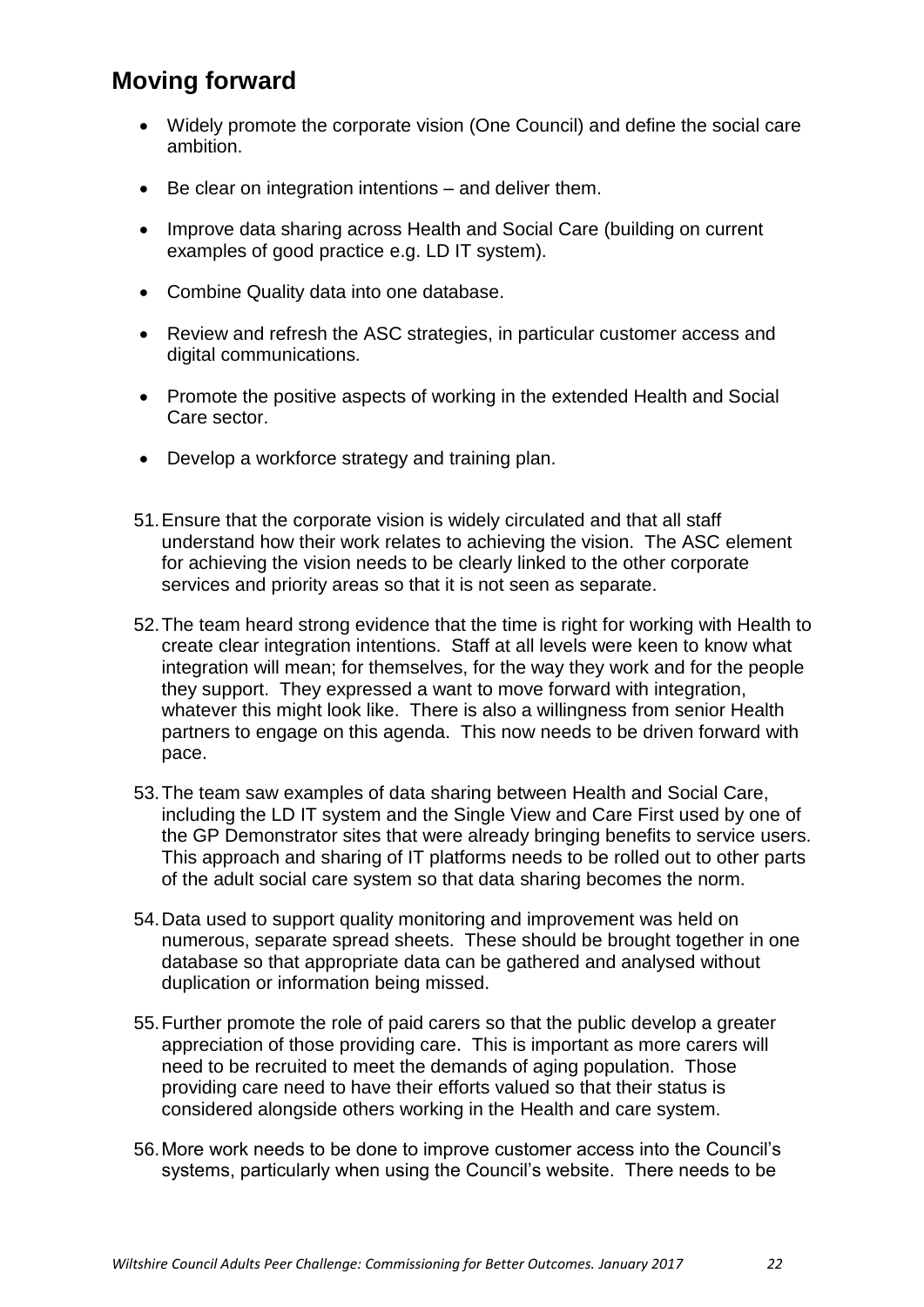## Moving forward

- Widely promote the corporate vision (One Council) and define the social care ambition.
- Be clear on integration intentions – and deliver them.
- Improve data sharing across Health and Social Care (building on current examples of good practice e.g. LD IT system).
- Combine Quality data into one database.
- Review and refresh the ASC strategies, in particular customer access and digital communications.
- Promote the positive aspects of working in the extended Health and Social Care sector.
- Develop a workforce strategy and training plan.

51. Ensure that the corporate vision is widely circulated and that all staff understand how their work relates to achieving the vision. The ASC element for achieving the vision needs to be clearly linked to the other corporate services and priority areas so that it is not seen as separate.

52. The team heard strong evidence that the time is right for working with Health to create clear integration intentions. Staff at all levels were keen to know what integration will mean; for themselves, for the way they work and for the people they support. They expressed a want to move forward with integration, whatever this might look like. There is also a willingness from senior Health partners to engage on this agenda. This now needs to be driven forward with pace.

53. The team saw examples of data sharing between Health and Social Care, including the LD IT system and the Single View and Care First used by one of the GP Demonstrator sites that were already bringing benefits to service users. This approach and sharing of IT platforms needs to be rolled out to other parts of the adult social care system so that data sharing becomes the norm.

54. Data used to support quality monitoring and improvement was held on numerous, separate spread sheets. These should be brought together in one database so that appropriate data can be gathered and analysed without duplication or information being missed.

55. Further promote the role of paid carers so that the public develop a greater appreciation of those providing care. This is important as more carers will need to be recruited to meet the demands of aging population. Those providing care need to have their efforts valued so that their status is considered alongside others working in the Health and care system.

56. More work needs to be done to improve customer access into the Council's systems, particularly when using the Council's website. There needs to be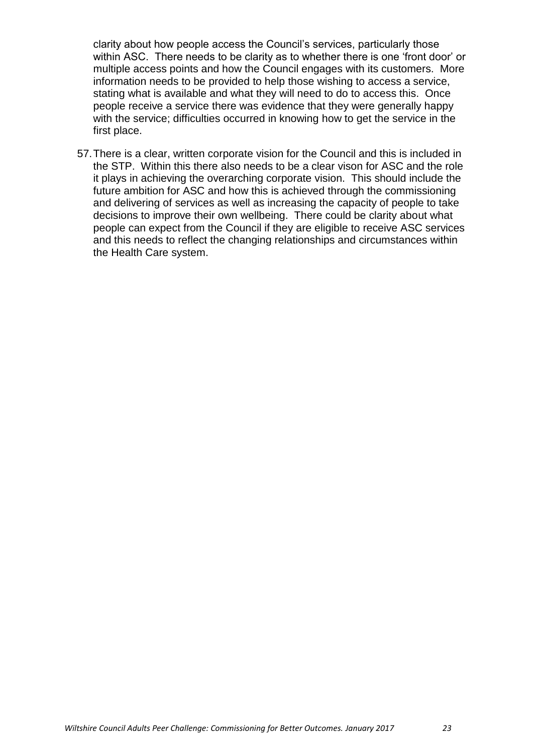clarity about how people access the Council's services, particularly those within ASC. There needs to be clarity as to whether there is one 'front door' or multiple access points and how the Council engages with its customers. More information needs to be provided to help those wishing to access a service, stating what is available and what they will need to do to access this. Once people receive a service there was evidence that they were generally happy with the service; difficulties occurred in knowing how to get the service in the first place.

57. There is a clear, written corporate vision for the Council and this is included in the STP. Within this there also needs to be a clear vison for ASC and the role it plays in achieving the overarching corporate vision. This should include the future ambition for ASC and how this is achieved through the commissioning and delivering of services as well as increasing the capacity of people to take decisions to improve their own wellbeing. There could be clarity about what people can expect from the Council if they are eligible to receive ASC services and this needs to reflect the changing relationships and circumstances within the Health Care system.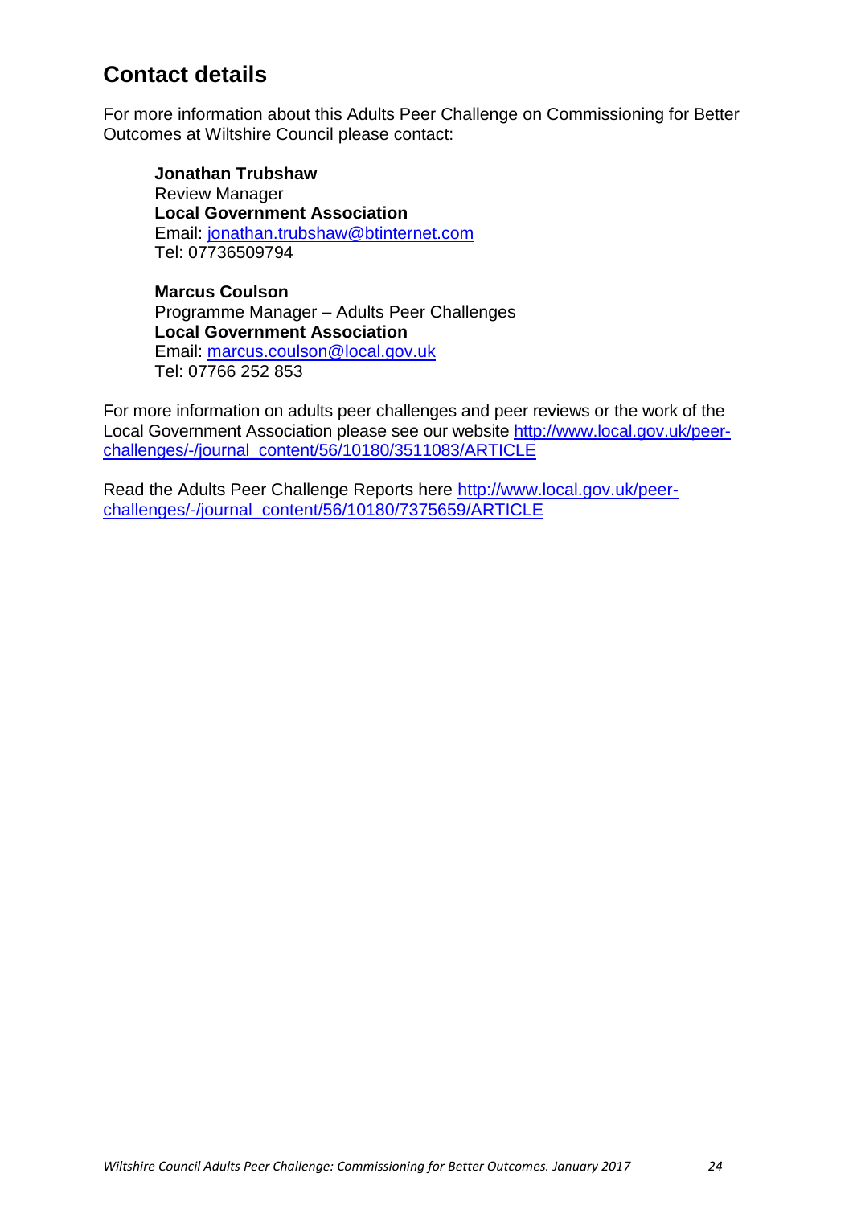## Contact details

For more information about this Adults Peer Challenge on Commissioning for Better Outcomes at Wiltshire Council please contact:

**Jonathan Trubshaw**
Review Manager
**Local Government Association**
Email: jonathan.trubshaw@btinternet.com
Tel: 07736509794

**Marcus Coulson**
Programme Manager – Adults Peer Challenges
**Local Government Association**
Email: marcus.coulson@local.gov.uk
Tel: 07766 252 853

For more information on adults peer challenges and peer reviews or the work of the Local Government Association please see our website http://www.local.gov.uk/peer-challenges/-/journal_content/56/10180/3511083/ARTICLE

Read the Adults Peer Challenge Reports here http://www.local.gov.uk/peer-challenges/-/journal_content/56/10180/7375659/ARTICLE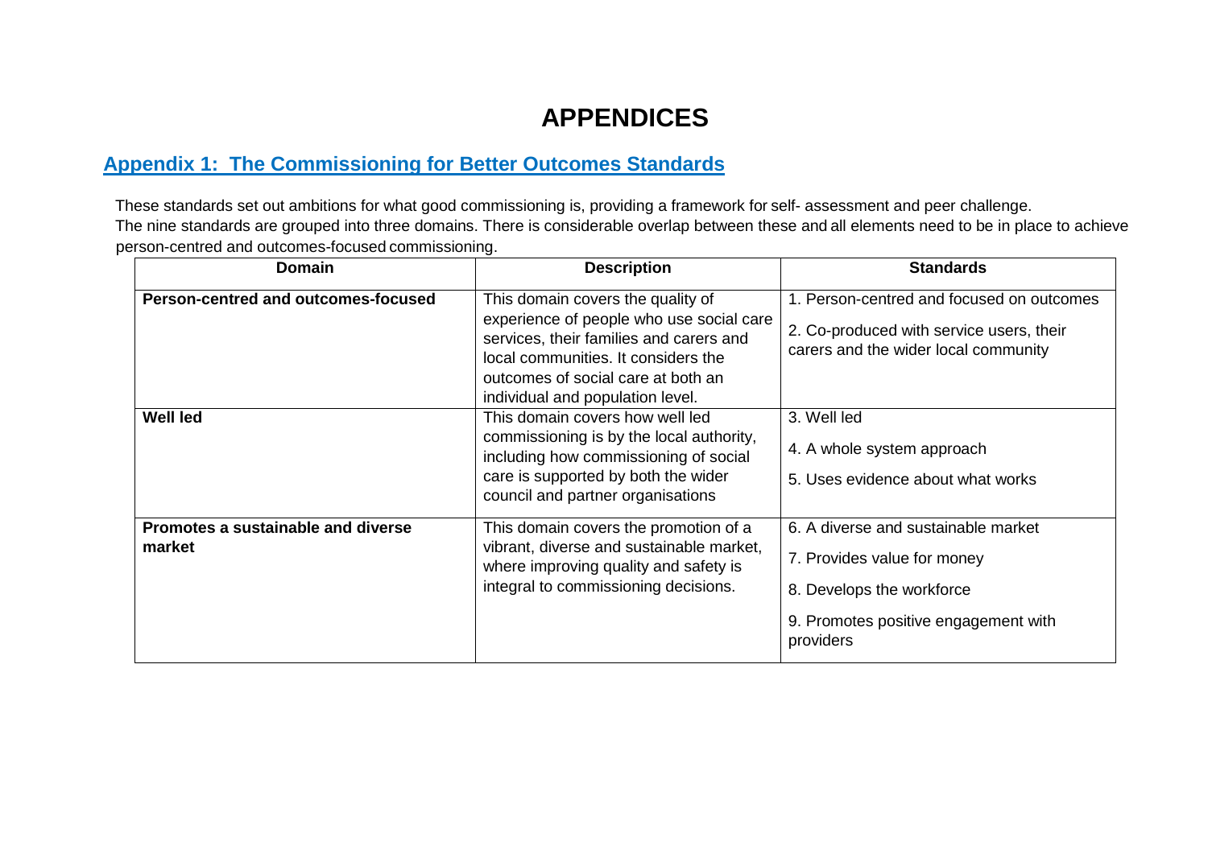# APPENDICES

## Appendix 1: The Commissioning for Better Outcomes Standards

These standards set out ambitions for what good commissioning is, providing a framework for self- assessment and peer challenge.
The nine standards are grouped into three domains. There is considerable overlap between these and all elements need to be in place to achieve person-centred and outcomes-focused commissioning.

| Domain | Description | Standards |
|---|---|---|
| **Person-centred and outcomes-focused** | This domain covers the quality of experience of people who use social care services, their families and carers and local communities. It considers the outcomes of social care at both an individual and population level. | 1. Person-centred and focused on outcomes<br>2. Co-produced with service users, their carers and the wider local community |
| **Well led** | This domain covers how well led commissioning is by the local authority, including how commissioning of social care is supported by both the wider council and partner organisations | 3. Well led<br>4. A whole system approach<br>5. Uses evidence about what works |
| **Promotes a sustainable and diverse market** | This domain covers the promotion of a vibrant, diverse and sustainable market, where improving quality and safety is integral to commissioning decisions. | 6. A diverse and sustainable market<br>7. Provides value for money<br>8. Develops the workforce<br>9. Promotes positive engagement with providers |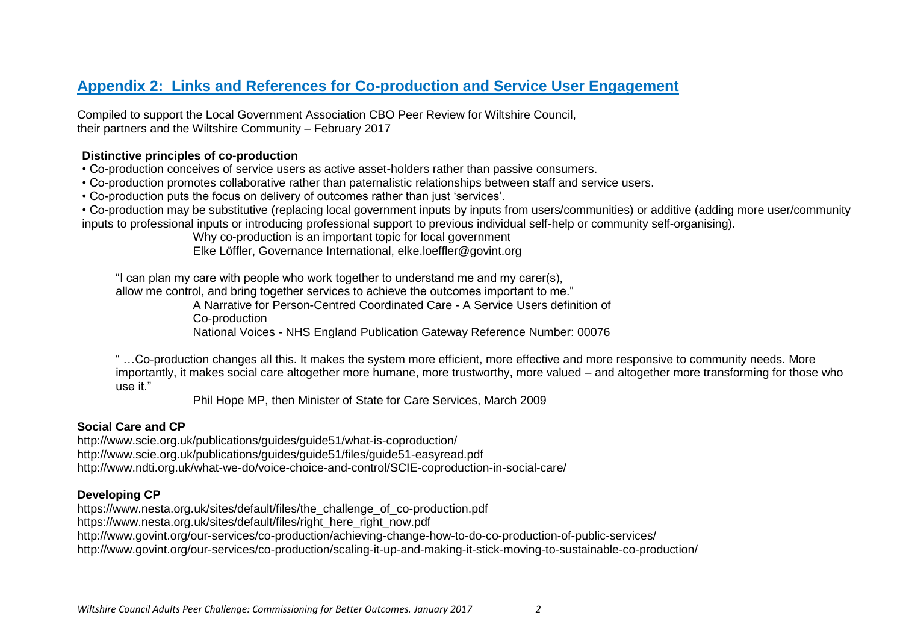## Appendix 2: Links and References for Co-production and Service User Engagement

Compiled to support the Local Government Association CBO Peer Review for Wiltshire Council, their partners and the Wiltshire Community – February 2017

**Distinctive principles of co-production**

- Co-production conceives of service users as active asset-holders rather than passive consumers.
- Co-production promotes collaborative rather than paternalistic relationships between staff and service users.
- Co-production puts the focus on delivery of outcomes rather than just 'services'.
- Co-production may be substitutive (replacing local government inputs by inputs from users/communities) or additive (adding more user/community inputs to professional inputs or introducing professional support to previous individual self-help or community self-organising).

Why co-production is an important topic for local government
Elke Löffler, Governance International, elke.loeffler@govint.org

"I can plan my care with people who work together to understand me and my carer(s), allow me control, and bring together services to achieve the outcomes important to me."

A Narrative for Person-Centred Coordinated Care - A Service Users definition of Co-production
National Voices - NHS England Publication Gateway Reference Number: 00076

" …Co-production changes all this. It makes the system more efficient, more effective and more responsive to community needs. More importantly, it makes social care altogether more humane, more trustworthy, more valued – and altogether more transforming for those who use it."

Phil Hope MP, then Minister of State for Care Services, March 2009

**Social Care and CP**

http://www.scie.org.uk/publications/guides/guide51/what-is-coproduction/
http://www.scie.org.uk/publications/guides/guide51/files/guide51-easyread.pdf
http://www.ndti.org.uk/what-we-do/voice-choice-and-control/SCIE-coproduction-in-social-care/

**Developing CP**

https://www.nesta.org.uk/sites/default/files/the_challenge_of_co-production.pdf
https://www.nesta.org.uk/sites/default/files/right_here_right_now.pdf
http://www.govint.org/our-services/co-production/achieving-change-how-to-do-co-production-of-public-services/
http://www.govint.org/our-services/co-production/scaling-it-up-and-making-it-stick-moving-to-sustainable-co-production/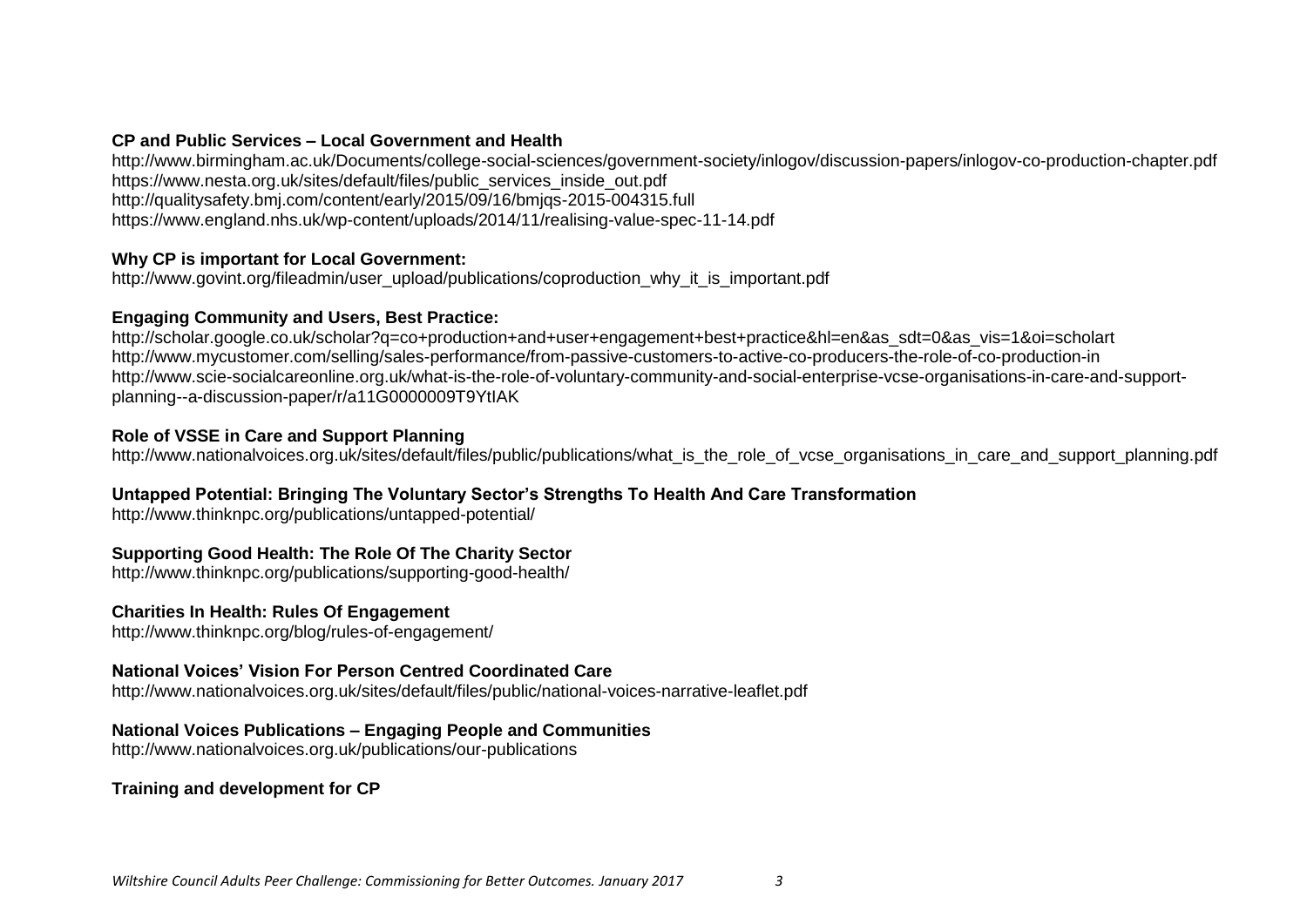**CP and Public Services – Local Government and Health**

http://www.birmingham.ac.uk/Documents/college-social-sciences/government-society/inlogov/discussion-papers/inlogov-co-production-chapter.pdf
https://www.nesta.org.uk/sites/default/files/public_services_inside_out.pdf
http://qualitysafety.bmj.com/content/early/2015/09/16/bmjqs-2015-004315.full
https://www.england.nhs.uk/wp-content/uploads/2014/11/realising-value-spec-11-14.pdf

**Why CP is important for Local Government:**

http://www.govint.org/fileadmin/user_upload/publications/coproduction_why_it_is_important.pdf

**Engaging Community and Users, Best Practice:**

http://scholar.google.co.uk/scholar?q=co+production+and+user+engagement+best+practice&hl=en&as_sdt=0&as_vis=1&oi=scholart
http://www.mycustomer.com/selling/sales-performance/from-passive-customers-to-active-co-producers-the-role-of-co-production-in
http://www.scie-socialcareonline.org.uk/what-is-the-role-of-voluntary-community-and-social-enterprise-vcse-organisations-in-care-and-support-planning--a-discussion-paper/r/a11G0000009T9YtIAK

**Role of VSSE in Care and Support Planning**

http://www.nationalvoices.org.uk/sites/default/files/public/publications/what_is_the_role_of_vcse_organisations_in_care_and_support_planning.pdf

**Untapped Potential: Bringing The Voluntary Sector's Strengths To Health And Care Transformation**

http://www.thinknpc.org/publications/untapped-potential/

**Supporting Good Health: The Role Of The Charity Sector**

http://www.thinknpc.org/publications/supporting-good-health/

**Charities In Health: Rules Of Engagement**

http://www.thinknpc.org/blog/rules-of-engagement/

**National Voices' Vision For Person Centred Coordinated Care**

http://www.nationalvoices.org.uk/sites/default/files/public/national-voices-narrative-leaflet.pdf

**National Voices Publications – Engaging People and Communities**

http://www.nationalvoices.org.uk/publications/our-publications

**Training and development for CP**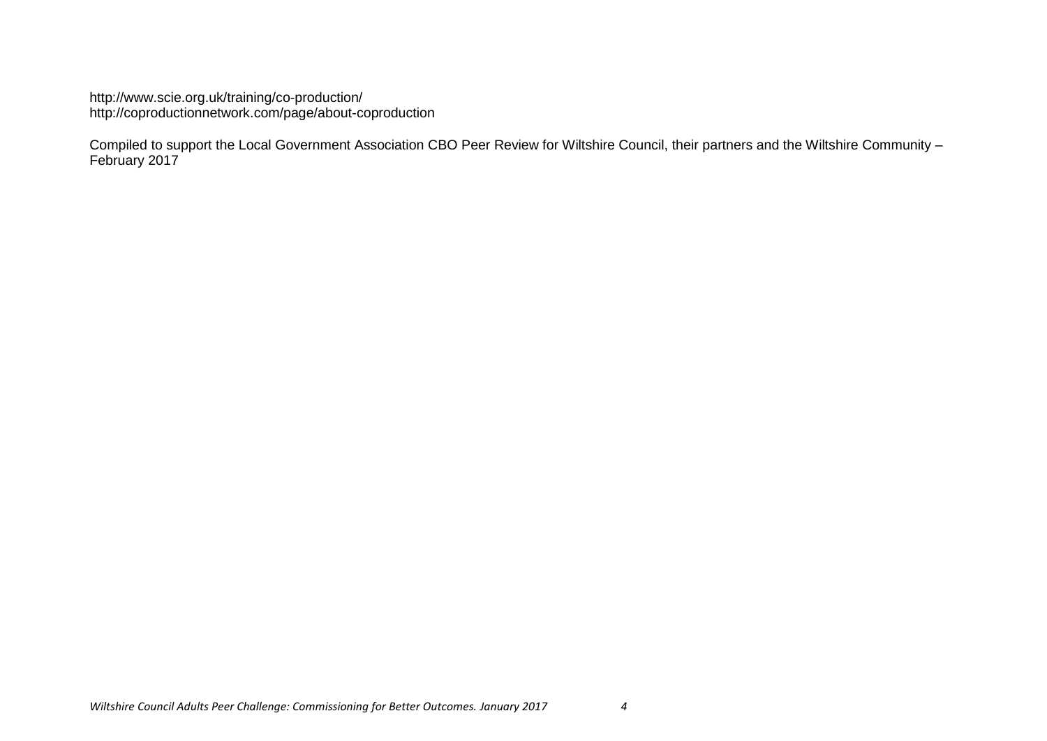http://www.scie.org.uk/training/co-production/
http://coproductionnetwork.com/page/about-coproduction

Compiled to support the Local Government Association CBO Peer Review for Wiltshire Council, their partners and the Wiltshire Community – February 2017